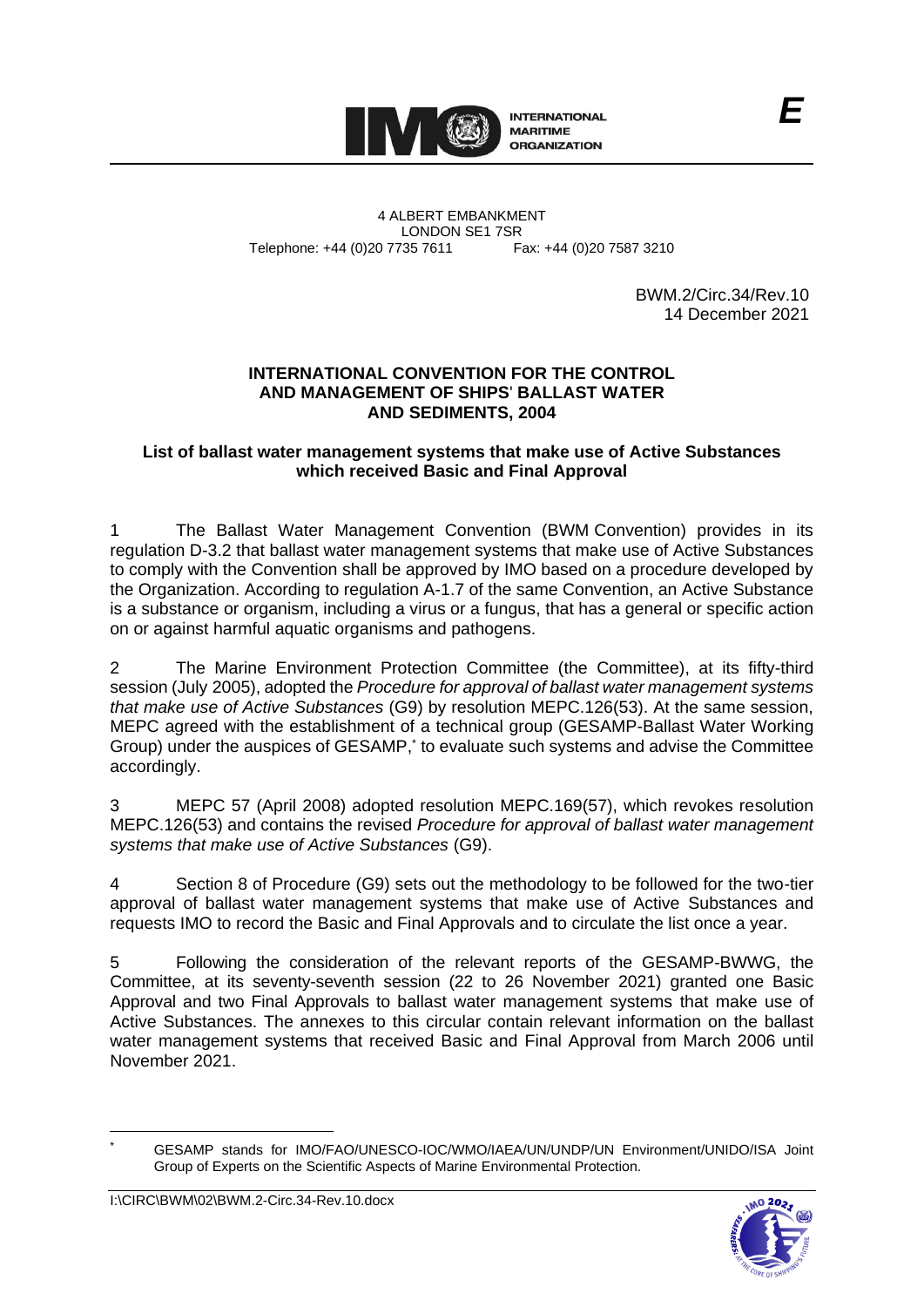INTERNATIONAL MARITIME ORGANIZATION

*E*

4 ALBERT EMBANKMENT
LONDON SE1 7SR
Telephone: +44 (0)20 7735 7611 Fax: +44 (0)20 7587 3210

BWM.2/Circ.34/Rev.10
14 December 2021

## INTERNATIONAL CONVENTION FOR THE CONTROL AND MANAGEMENT OF SHIPS' BALLAST WATER AND SEDIMENTS, 2004

### List of ballast water management systems that make use of Active Substances which received Basic and Final Approval

1 The Ballast Water Management Convention (BWM Convention) provides in its regulation D-3.2 that ballast water management systems that make use of Active Substances to comply with the Convention shall be approved by IMO based on a procedure developed by the Organization. According to regulation A-1.7 of the same Convention, an Active Substance is a substance or organism, including a virus or a fungus, that has a general or specific action on or against harmful aquatic organisms and pathogens.

2 The Marine Environment Protection Committee (the Committee), at its fifty-third session (July 2005), adopted the *Procedure for approval of ballast water management systems that make use of Active Substances* (G9) by resolution MEPC.126(53). At the same session, MEPC agreed with the establishment of a technical group (GESAMP-Ballast Water Working Group) under the auspices of GESAMP,* to evaluate such systems and advise the Committee accordingly.

3 MEPC 57 (April 2008) adopted resolution MEPC.169(57), which revokes resolution MEPC.126(53) and contains the revised *Procedure for approval of ballast water management systems that make use of Active Substances* (G9).

4 Section 8 of Procedure (G9) sets out the methodology to be followed for the two-tier approval of ballast water management systems that make use of Active Substances and requests IMO to record the Basic and Final Approvals and to circulate the list once a year.

5 Following the consideration of the relevant reports of the GESAMP-BWWG, the Committee, at its seventy-seventh session (22 to 26 November 2021) granted one Basic Approval and two Final Approvals to ballast water management systems that make use of Active Substances. The annexes to this circular contain relevant information on the ballast water management systems that received Basic and Final Approval from March 2006 until November 2021.

---

\* GESAMP stands for IMO/FAO/UNESCO-IOC/WMO/IAEA/UN/UNDP/UN Environment/UNIDO/ISA Joint Group of Experts on the Scientific Aspects of Marine Environmental Protection.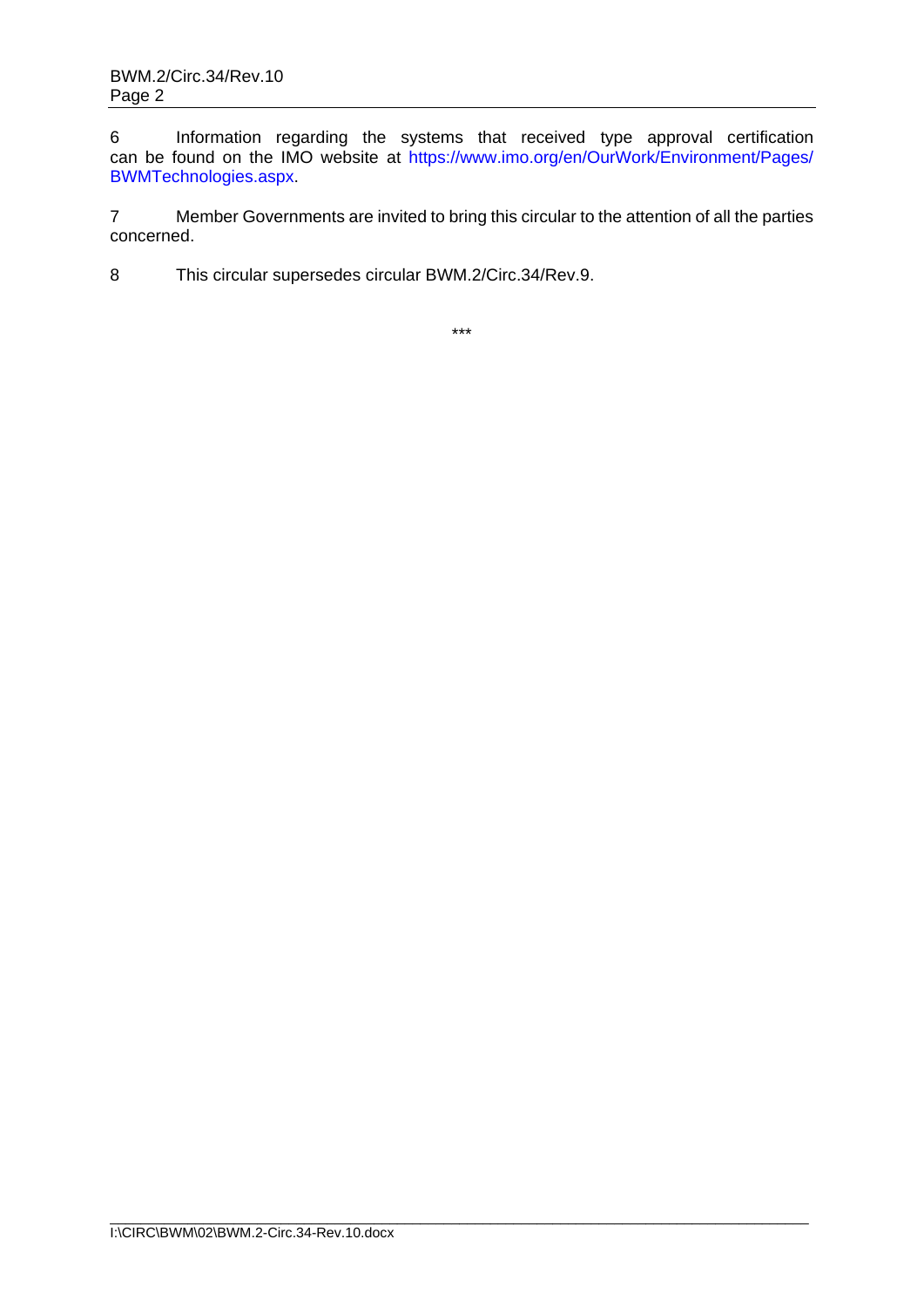6 Information regarding the systems that received type approval certification can be found on the IMO website at https://www.imo.org/en/OurWork/Environment/Pages/BWMTechnologies.aspx.

7 Member Governments are invited to bring this circular to the attention of all the parties concerned.

8 This circular supersedes circular BWM.2/Circ.34/Rev.9.

***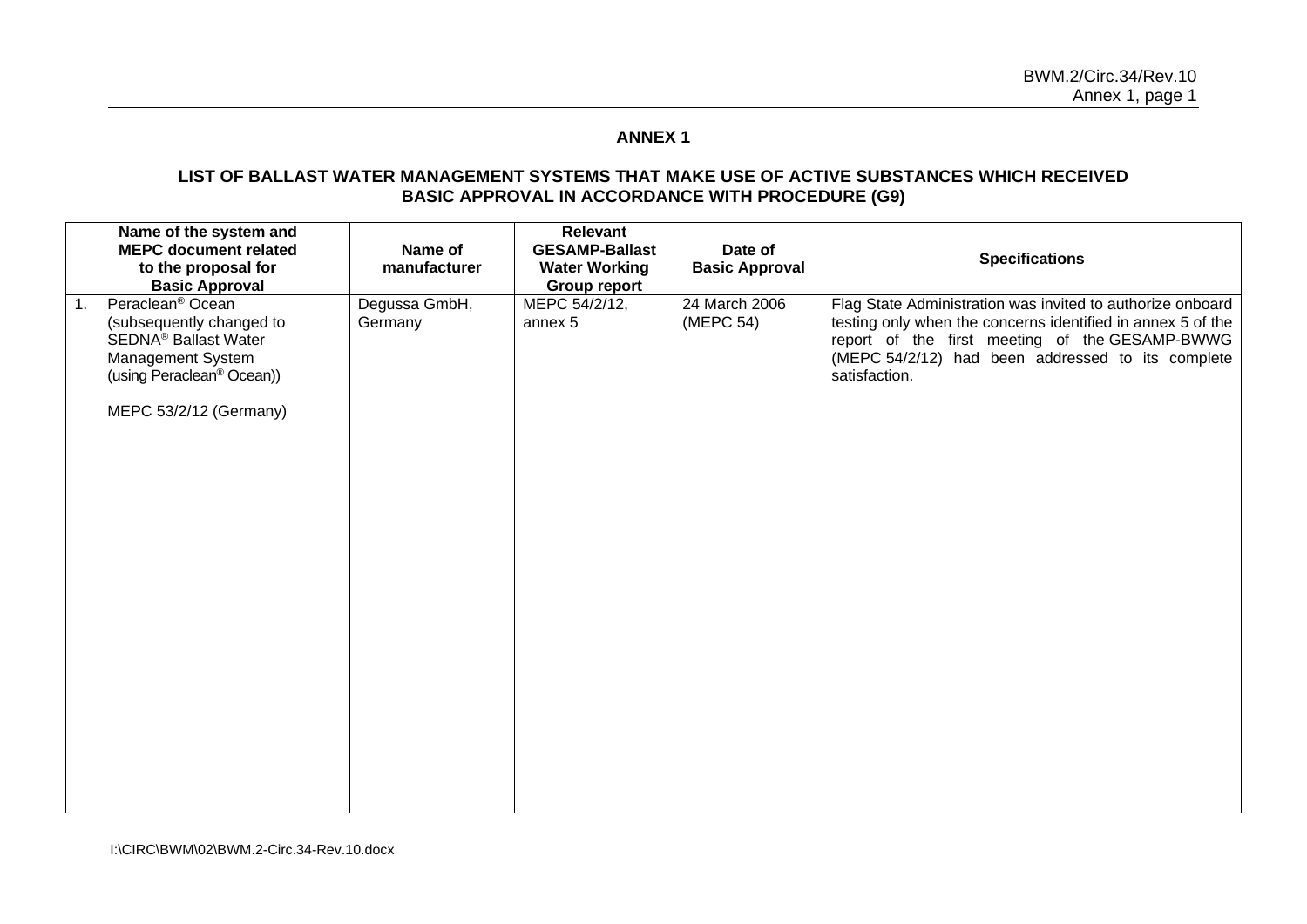## ANNEX 1

### LIST OF BALLAST WATER MANAGEMENT SYSTEMS THAT MAKE USE OF ACTIVE SUBSTANCES WHICH RECEIVED BASIC APPROVAL IN ACCORDANCE WITH PROCEDURE (G9)

| Name of the system and MEPC document related to the proposal for Basic Approval | Name of manufacturer | Relevant GESAMP-Ballast Water Working Group report | Date of Basic Approval | Specifications |
|---|---|---|---|---|
| 1. Peraclean® Ocean (subsequently changed to SEDNA® Ballast Water Management System (using Peraclean® Ocean))<br><br>MEPC 53/2/12 (Germany) | Degussa GmbH, Germany | MEPC 54/2/12, annex 5 | 24 March 2006 (MEPC 54) | Flag State Administration was invited to authorize onboard testing only when the concerns identified in annex 5 of the report of the first meeting of the GESAMP-BWWG (MEPC 54/2/12) had been addressed to its complete satisfaction. |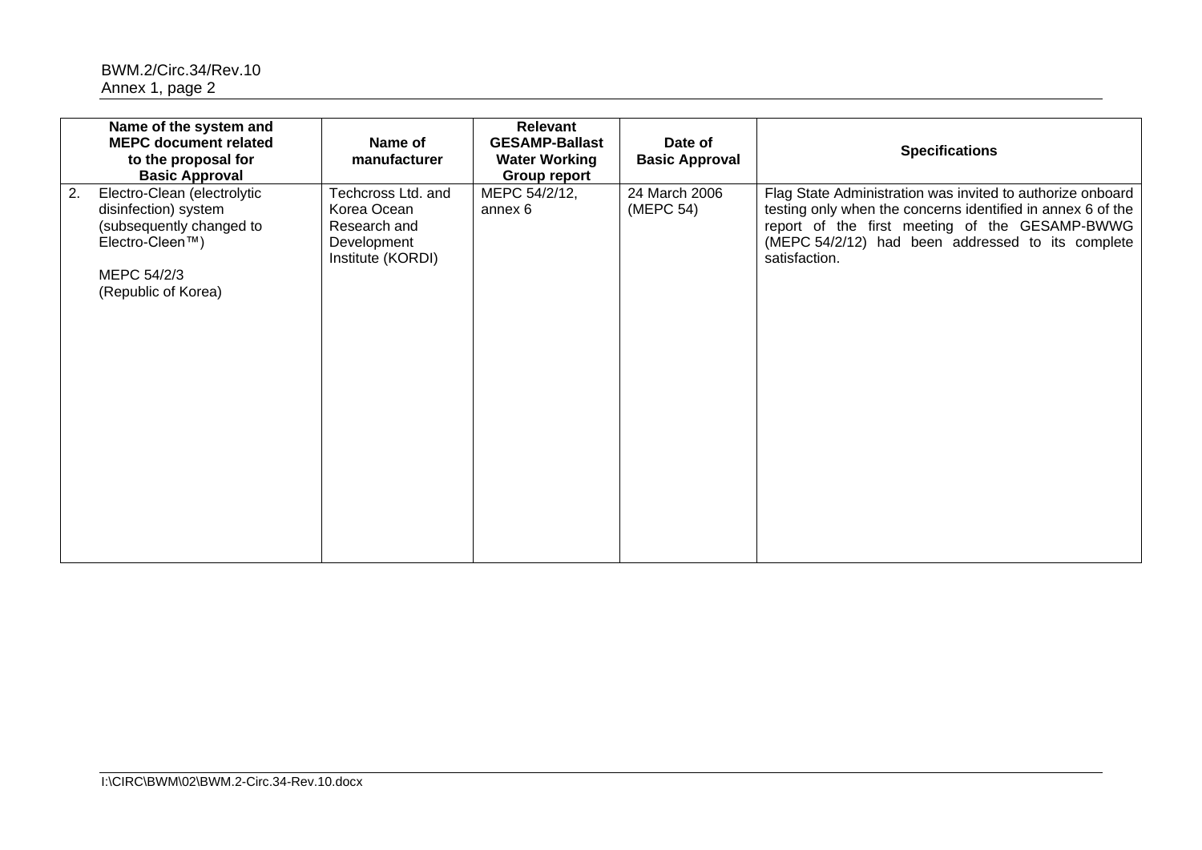| Name of the system and MEPC document related to the proposal for Basic Approval | Name of manufacturer | Relevant GESAMP-Ballast Water Working Group report | Date of Basic Approval | Specifications |
| --- | --- | --- | --- | --- |
| 2. Electro-Clean (electrolytic disinfection) system (subsequently changed to Electro-Cleen™)<br><br>MEPC 54/2/3<br>(Republic of Korea) | Techcross Ltd. and Korea Ocean Research and Development Institute (KORDI) | MEPC 54/2/12, annex 6 | 24 March 2006 (MEPC 54) | Flag State Administration was invited to authorize onboard testing only when the concerns identified in annex 6 of the report of the first meeting of the GESAMP-BWWG (MEPC 54/2/12) had been addressed to its complete satisfaction. |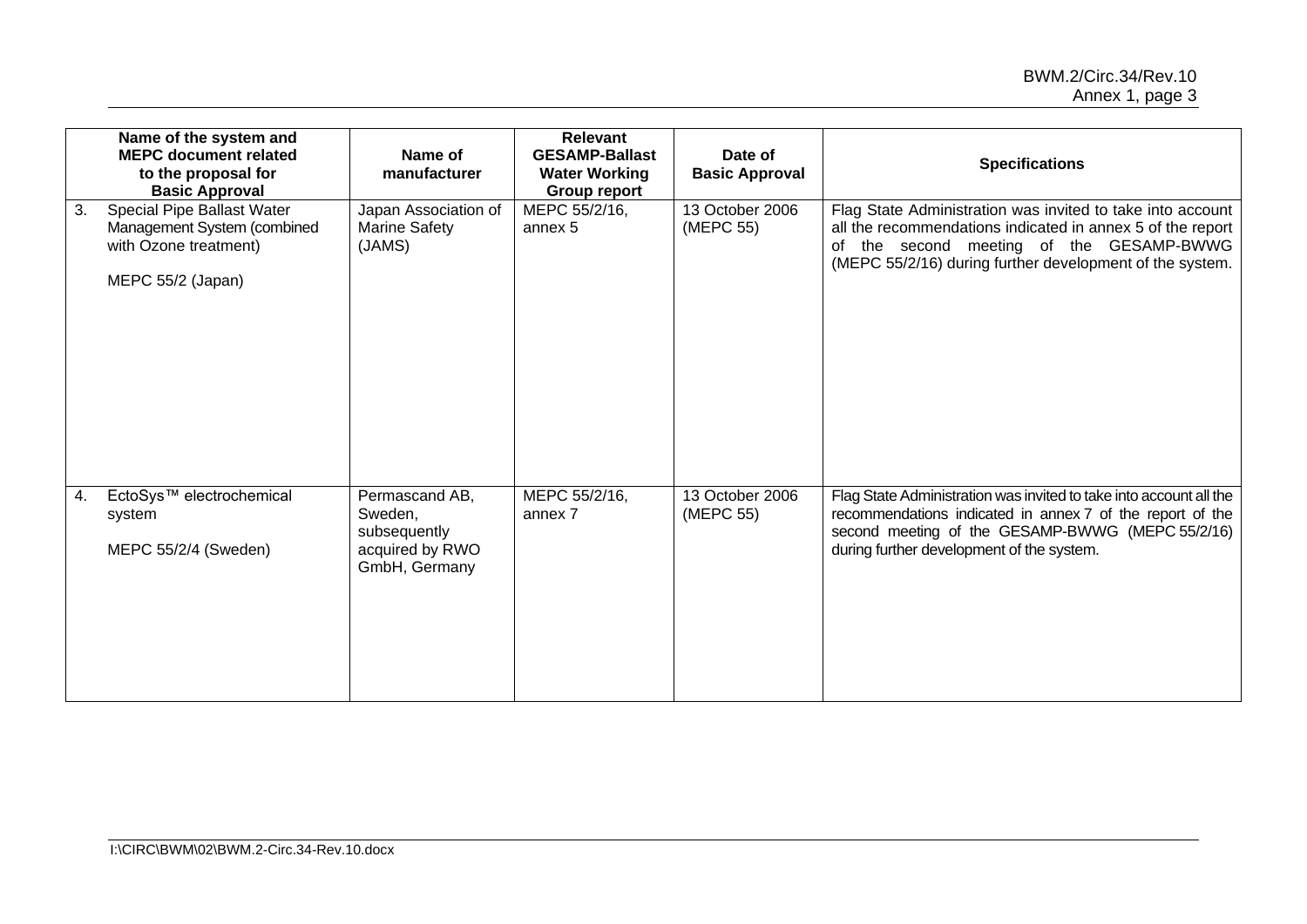| | Name of the system and MEPC document related to the proposal for Basic Approval | Name of manufacturer | Relevant GESAMP-Ballast Water Working Group report | Date of Basic Approval | Specifications |
|---|---|---|---|---|---|
| 3. | Special Pipe Ballast Water Management System (combined with Ozone treatment)<br><br>MEPC 55/2 (Japan) | Japan Association of Marine Safety (JAMS) | MEPC 55/2/16, annex 5 | 13 October 2006 (MEPC 55) | Flag State Administration was invited to take into account all the recommendations indicated in annex 5 of the report of the second meeting of the GESAMP-BWWG (MEPC 55/2/16) during further development of the system. |
| 4. | EctoSys™ electrochemical system<br><br>MEPC 55/2/4 (Sweden) | Permascand AB, Sweden, subsequently acquired by RWO GmbH, Germany | MEPC 55/2/16, annex 7 | 13 October 2006 (MEPC 55) | Flag State Administration was invited to take into account all the recommendations indicated in annex 7 of the report of the second meeting of the GESAMP-BWWG (MEPC 55/2/16) during further development of the system. |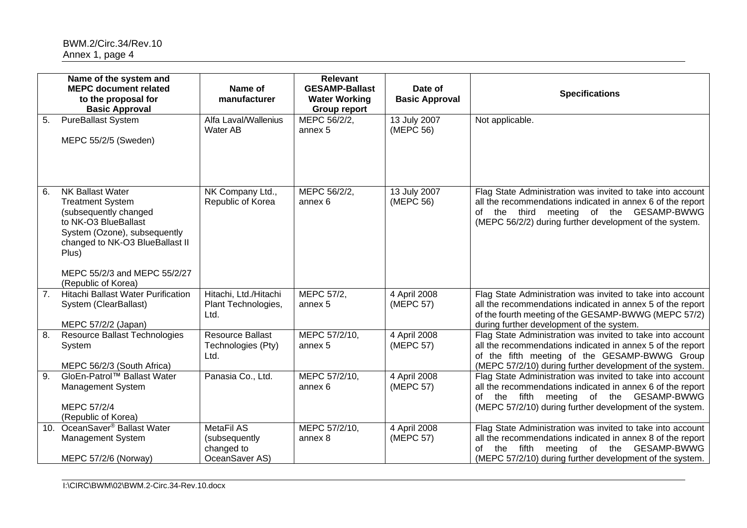| | Name of the system and MEPC document related to the proposal for Basic Approval | Name of manufacturer | Relevant GESAMP-Ballast Water Working Group report | Date of Basic Approval | Specifications |
|---|---|---|---|---|---|
| 5. | PureBallast System<br><br>MEPC 55/2/5 (Sweden) | Alfa Laval/Wallenius Water AB | MEPC 56/2/2, annex 5 | 13 July 2007 (MEPC 56) | Not applicable. |
| 6. | NK Ballast Water Treatment System (subsequently changed to NK-O3 BlueBallast System (Ozone), subsequently changed to NK-O3 BlueBallast II Plus)<br><br>MEPC 55/2/3 and MEPC 55/2/27 (Republic of Korea) | NK Company Ltd., Republic of Korea | MEPC 56/2/2, annex 6 | 13 July 2007 (MEPC 56) | Flag State Administration was invited to take into account all the recommendations indicated in annex 6 of the report of the third meeting of the GESAMP-BWWG (MEPC 56/2/2) during further development of the system. |
| 7. | Hitachi Ballast Water Purification System (ClearBallast)<br><br>MEPC 57/2/2 (Japan) | Hitachi, Ltd./Hitachi Plant Technologies, Ltd. | MEPC 57/2, annex 5 | 4 April 2008 (MEPC 57) | Flag State Administration was invited to take into account all the recommendations indicated in annex 5 of the report of the fourth meeting of the GESAMP-BWWG (MEPC 57/2) during further development of the system. |
| 8. | Resource Ballast Technologies System<br><br>MEPC 56/2/3 (South Africa) | Resource Ballast Technologies (Pty) Ltd. | MEPC 57/2/10, annex 5 | 4 April 2008 (MEPC 57) | Flag State Administration was invited to take into account all the recommendations indicated in annex 5 of the report of the fifth meeting of the GESAMP-BWWG Group (MEPC 57/2/10) during further development of the system. |
| 9. | GloEn-Patrol™ Ballast Water Management System<br><br>MEPC 57/2/4 (Republic of Korea) | Panasia Co., Ltd. | MEPC 57/2/10, annex 6 | 4 April 2008 (MEPC 57) | Flag State Administration was invited to take into account all the recommendations indicated in annex 6 of the report of the fifth meeting of the GESAMP-BWWG (MEPC 57/2/10) during further development of the system. |
| 10. | OceanSaver® Ballast Water Management System<br><br>MEPC 57/2/6 (Norway) | MetaFil AS (subsequently changed to OceanSaver AS) | MEPC 57/2/10, annex 8 | 4 April 2008 (MEPC 57) | Flag State Administration was invited to take into account all the recommendations indicated in annex 8 of the report of the fifth meeting of the GESAMP-BWWG (MEPC 57/2/10) during further development of the system. |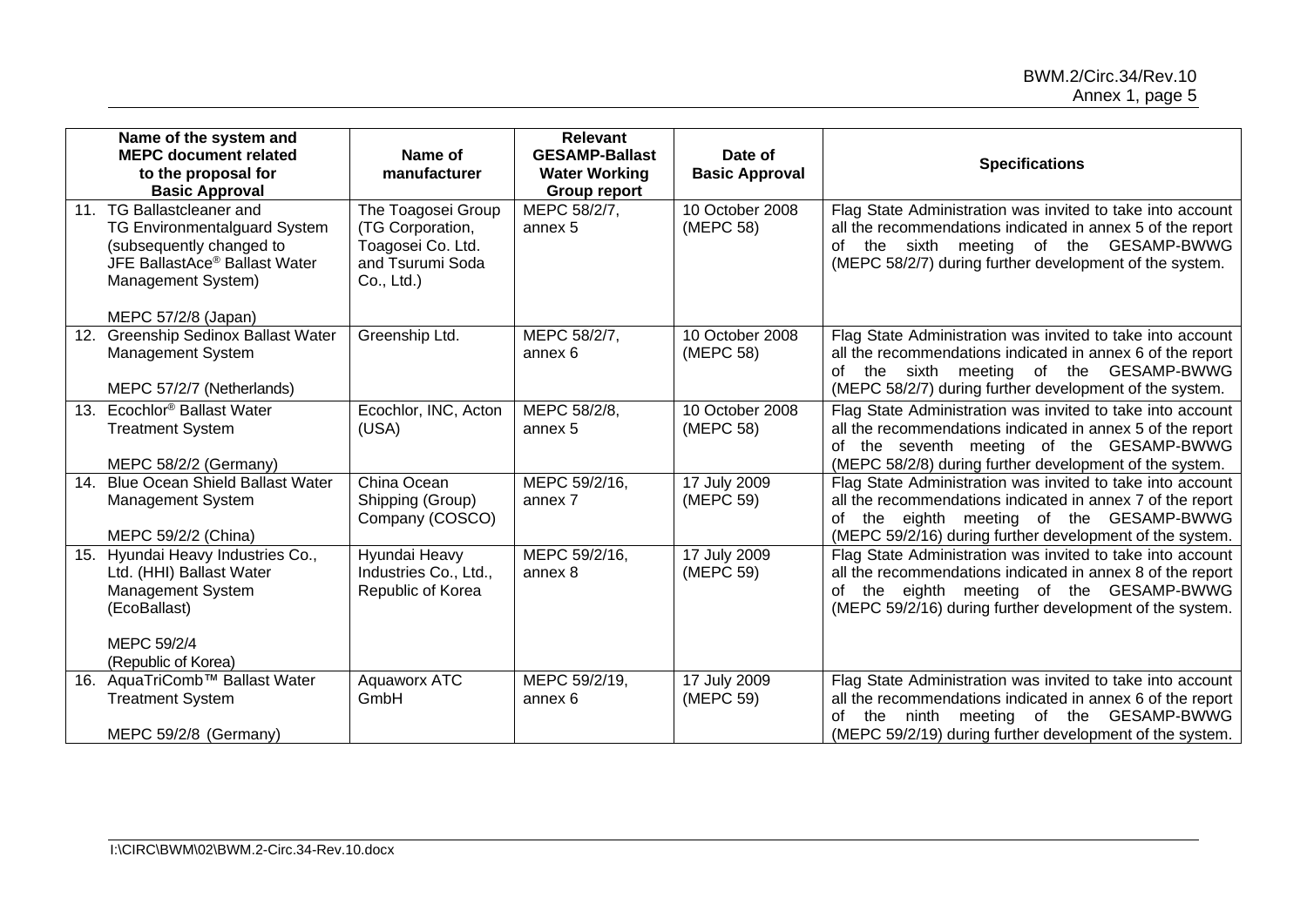| Name of the system and MEPC document related to the proposal for Basic Approval | Name of manufacturer | Relevant GESAMP-Ballast Water Working Group report | Date of Basic Approval | Specifications |
|---|---|---|---|---|
| 11. TG Ballastcleaner and TG Environmentalguard System (subsequently changed to JFE BallastAce® Ballast Water Management System)<br><br>MEPC 57/2/8 (Japan) | The Toagosei Group (TG Corporation, Toagosei Co. Ltd. and Tsurumi Soda Co., Ltd.) | MEPC 58/2/7, annex 5 | 10 October 2008 (MEPC 58) | Flag State Administration was invited to take into account all the recommendations indicated in annex 5 of the report of the sixth meeting of the GESAMP-BWWG (MEPC 58/2/7) during further development of the system. |
| 12. Greenship Sedinox Ballast Water Management System<br><br>MEPC 57/2/7 (Netherlands) | Greenship Ltd. | MEPC 58/2/7, annex 6 | 10 October 2008 (MEPC 58) | Flag State Administration was invited to take into account all the recommendations indicated in annex 6 of the report of the sixth meeting of the GESAMP-BWWG (MEPC 58/2/7) during further development of the system. |
| 13. Ecochlor® Ballast Water Treatment System<br><br>MEPC 58/2/2 (Germany) | Ecochlor, INC, Acton (USA) | MEPC 58/2/8, annex 5 | 10 October 2008 (MEPC 58) | Flag State Administration was invited to take into account all the recommendations indicated in annex 5 of the report of the seventh meeting of the GESAMP-BWWG (MEPC 58/2/8) during further development of the system. |
| 14. Blue Ocean Shield Ballast Water Management System<br><br>MEPC 59/2/2 (China) | China Ocean Shipping (Group) Company (COSCO) | MEPC 59/2/16, annex 7 | 17 July 2009 (MEPC 59) | Flag State Administration was invited to take into account all the recommendations indicated in annex 7 of the report of the eighth meeting of the GESAMP-BWWG (MEPC 59/2/16) during further development of the system. |
| 15. Hyundai Heavy Industries Co., Ltd. (HHI) Ballast Water Management System (EcoBallast)<br><br>MEPC 59/2/4 (Republic of Korea) | Hyundai Heavy Industries Co., Ltd., Republic of Korea | MEPC 59/2/16, annex 8 | 17 July 2009 (MEPC 59) | Flag State Administration was invited to take into account all the recommendations indicated in annex 8 of the report of the eighth meeting of the GESAMP-BWWG (MEPC 59/2/16) during further development of the system. |
| 16. AquaTriComb™ Ballast Water Treatment System<br><br>MEPC 59/2/8 (Germany) | Aquaworx ATC GmbH | MEPC 59/2/19, annex 6 | 17 July 2009 (MEPC 59) | Flag State Administration was invited to take into account all the recommendations indicated in annex 6 of the report of the ninth meeting of the GESAMP-BWWG (MEPC 59/2/19) during further development of the system. |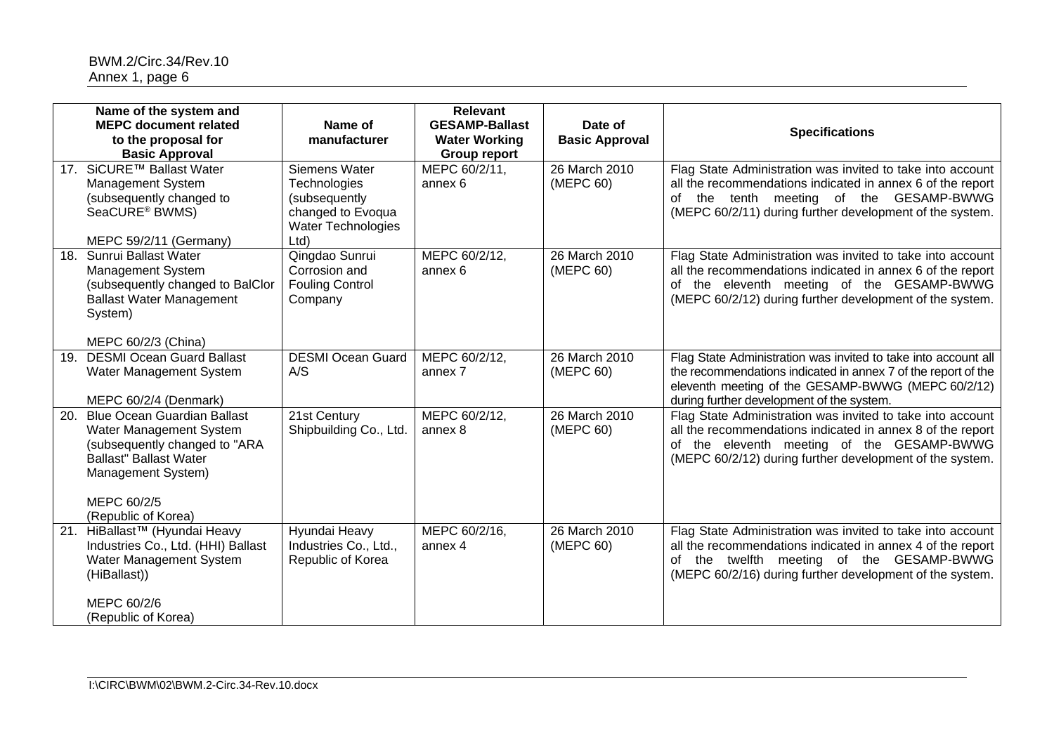| Name of the system and MEPC document related to the proposal for Basic Approval | Name of manufacturer | Relevant GESAMP-Ballast Water Working Group report | Date of Basic Approval | Specifications |
|---|---|---|---|---|
| 17. SiCURE™ Ballast Water Management System (subsequently changed to SeaCURE® BWMS)<br><br>MEPC 59/2/11 (Germany) | Siemens Water Technologies (subsequently changed to Evoqua Water Technologies Ltd) | MEPC 60/2/11, annex 6 | 26 March 2010 (MEPC 60) | Flag State Administration was invited to take into account all the recommendations indicated in annex 6 of the report of the tenth meeting of the GESAMP-BWWG (MEPC 60/2/11) during further development of the system. |
| 18. Sunrui Ballast Water Management System (subsequently changed to BalClor Ballast Water Management System)<br><br>MEPC 60/2/3 (China) | Qingdao Sunrui Corrosion and Fouling Control Company | MEPC 60/2/12, annex 6 | 26 March 2010 (MEPC 60) | Flag State Administration was invited to take into account all the recommendations indicated in annex 6 of the report of the eleventh meeting of the GESAMP-BWWG (MEPC 60/2/12) during further development of the system. |
| 19. DESMI Ocean Guard Ballast Water Management System<br><br>MEPC 60/2/4 (Denmark) | DESMI Ocean Guard A/S | MEPC 60/2/12, annex 7 | 26 March 2010 (MEPC 60) | Flag State Administration was invited to take into account all the recommendations indicated in annex 7 of the report of the eleventh meeting of the GESAMP-BWWG (MEPC 60/2/12) during further development of the system. |
| 20. Blue Ocean Guardian Ballast Water Management System (subsequently changed to "ARA Ballast" Ballast Water Management System)<br><br>MEPC 60/2/5 (Republic of Korea) | 21st Century Shipbuilding Co., Ltd. | MEPC 60/2/12, annex 8 | 26 March 2010 (MEPC 60) | Flag State Administration was invited to take into account all the recommendations indicated in annex 8 of the report of the eleventh meeting of the GESAMP-BWWG (MEPC 60/2/12) during further development of the system. |
| 21. HiBallast™ (Hyundai Heavy Industries Co., Ltd. (HHI) Ballast Water Management System (HiBallast))<br><br>MEPC 60/2/6 (Republic of Korea) | Hyundai Heavy Industries Co., Ltd., Republic of Korea | MEPC 60/2/16, annex 4 | 26 March 2010 (MEPC 60) | Flag State Administration was invited to take into account all the recommendations indicated in annex 4 of the report of the twelfth meeting of the GESAMP-BWWG (MEPC 60/2/16) during further development of the system. |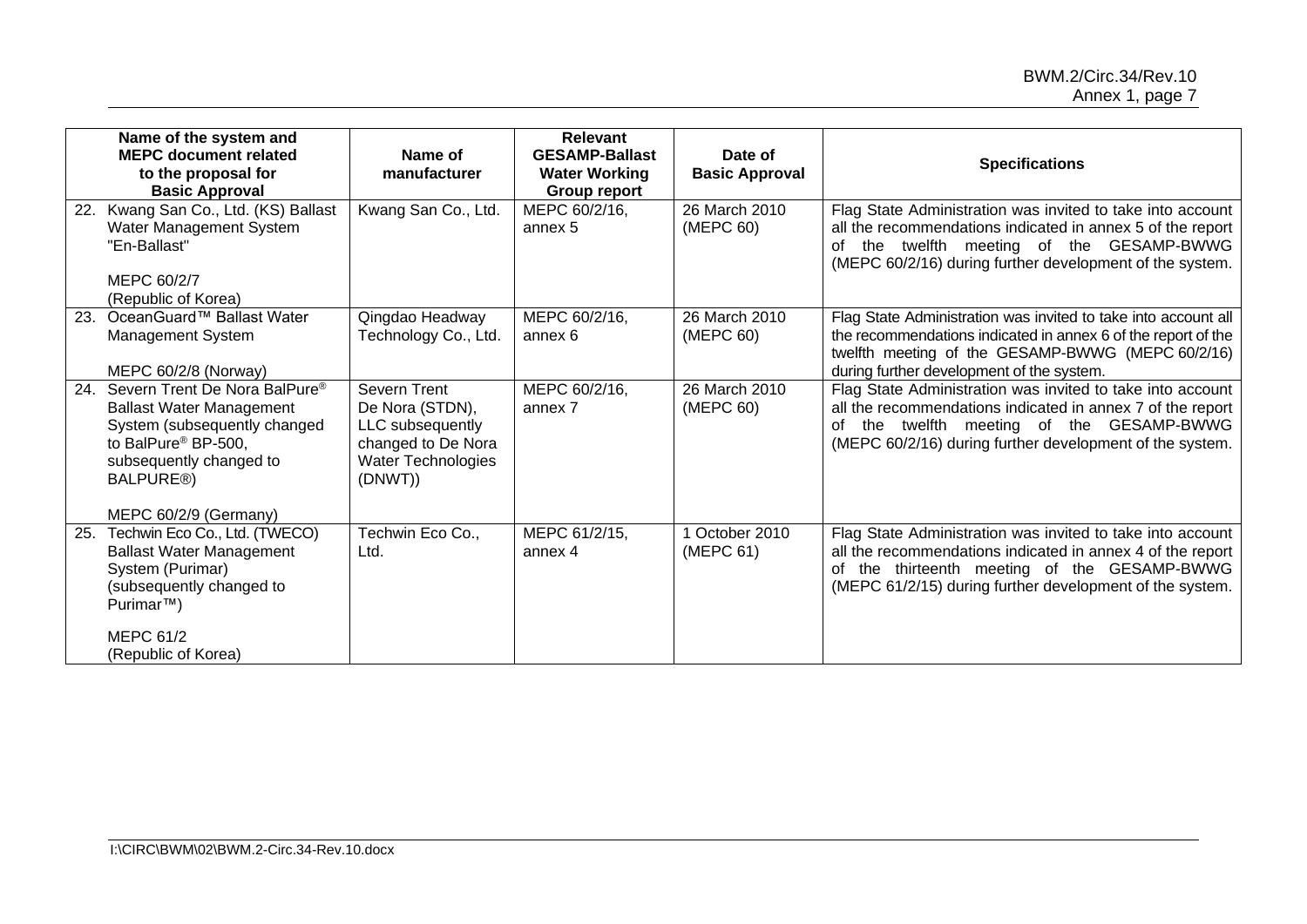| Name of the system and MEPC document related to the proposal for Basic Approval | Name of manufacturer | Relevant GESAMP-Ballast Water Working Group report | Date of Basic Approval | Specifications |
|---|---|---|---|---|
| 22. Kwang San Co., Ltd. (KS) Ballast Water Management System "En-Ballast"<br><br>MEPC 60/2/7 (Republic of Korea) | Kwang San Co., Ltd. | MEPC 60/2/16, annex 5 | 26 March 2010 (MEPC 60) | Flag State Administration was invited to take into account all the recommendations indicated in annex 5 of the report of the twelfth meeting of the GESAMP-BWWG (MEPC 60/2/16) during further development of the system. |
| 23. OceanGuard™ Ballast Water Management System<br><br>MEPC 60/2/8 (Norway) | Qingdao Headway Technology Co., Ltd. | MEPC 60/2/16, annex 6 | 26 March 2010 (MEPC 60) | Flag State Administration was invited to take into account all the recommendations indicated in annex 6 of the report of the twelfth meeting of the GESAMP-BWWG (MEPC 60/2/16) during further development of the system. |
| 24. Severn Trent De Nora BalPure® Ballast Water Management System (subsequently changed to BalPure® BP-500, subsequently changed to BALPURE®)<br><br>MEPC 60/2/9 (Germany) | Severn Trent De Nora (STDN), LLC subsequently changed to De Nora Water Technologies (DNWT)) | MEPC 60/2/16, annex 7 | 26 March 2010 (MEPC 60) | Flag State Administration was invited to take into account all the recommendations indicated in annex 7 of the report of the twelfth meeting of the GESAMP-BWWG (MEPC 60/2/16) during further development of the system. |
| 25. Techwin Eco Co., Ltd. (TWECO) Ballast Water Management System (Purimar) (subsequently changed to Purimar™)<br><br>MEPC 61/2 (Republic of Korea) | Techwin Eco Co., Ltd. | MEPC 61/2/15, annex 4 | 1 October 2010 (MEPC 61) | Flag State Administration was invited to take into account all the recommendations indicated in annex 4 of the report of the thirteenth meeting of the GESAMP-BWWG (MEPC 61/2/15) during further development of the system. |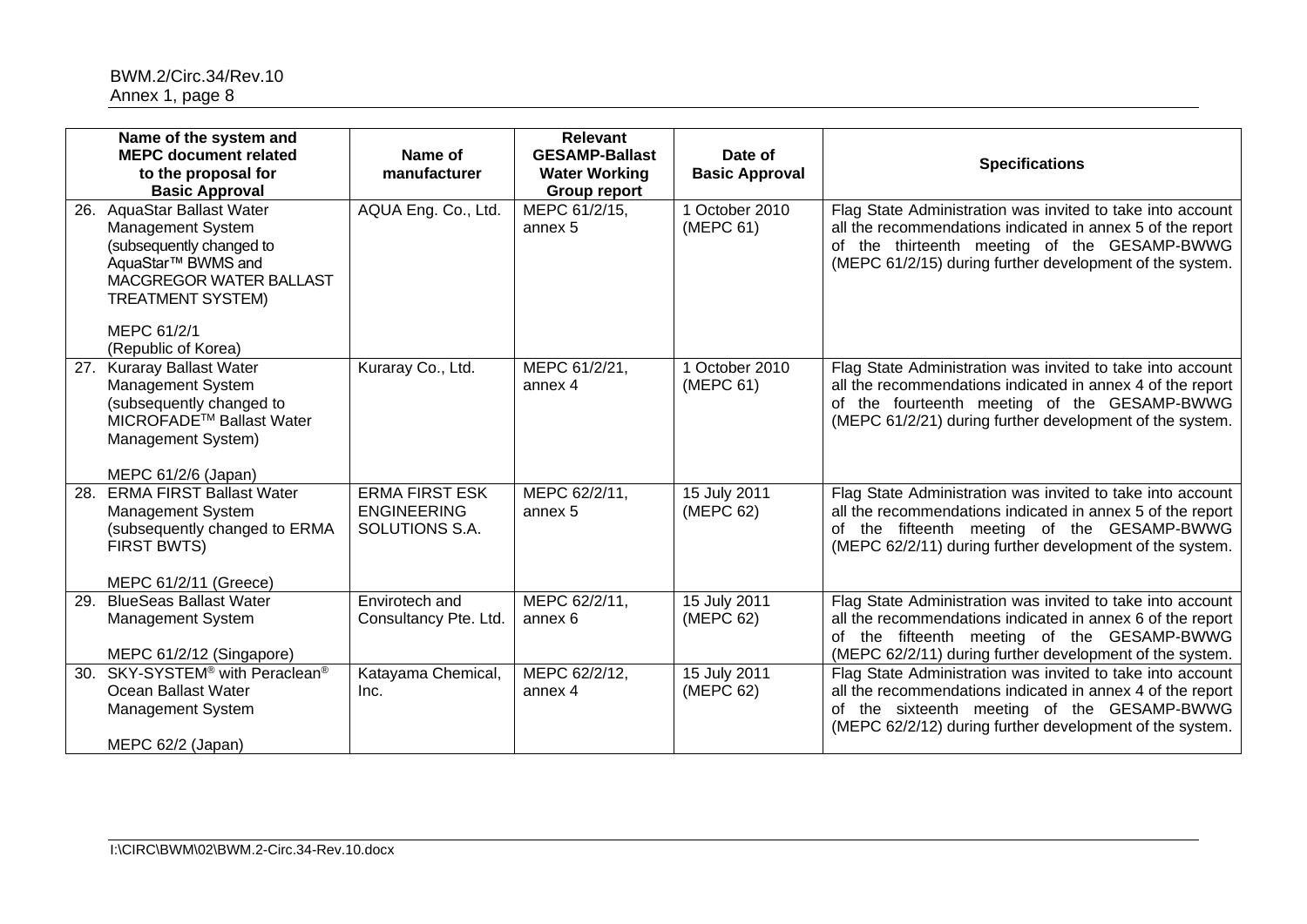| Name of the system and MEPC document related to the proposal for Basic Approval | Name of manufacturer | Relevant GESAMP-Ballast Water Working Group report | Date of Basic Approval | Specifications |
|---|---|---|---|---|
| 26. AquaStar Ballast Water Management System (subsequently changed to AquaStar™ BWMS and MACGREGOR WATER BALLAST TREATMENT SYSTEM)<br><br>MEPC 61/2/1 (Republic of Korea) | AQUA Eng. Co., Ltd. | MEPC 61/2/15, annex 5 | 1 October 2010 (MEPC 61) | Flag State Administration was invited to take into account all the recommendations indicated in annex 5 of the report of the thirteenth meeting of the GESAMP-BWWG (MEPC 61/2/15) during further development of the system. |
| 27. Kuraray Ballast Water Management System (subsequently changed to MICROFADE™ Ballast Water Management System)<br><br>MEPC 61/2/6 (Japan) | Kuraray Co., Ltd. | MEPC 61/2/21, annex 4 | 1 October 2010 (MEPC 61) | Flag State Administration was invited to take into account all the recommendations indicated in annex 4 of the report of the fourteenth meeting of the GESAMP-BWWG (MEPC 61/2/21) during further development of the system. |
| 28. ERMA FIRST Ballast Water Management System (subsequently changed to ERMA FIRST BWTS)<br><br>MEPC 61/2/11 (Greece) | ERMA FIRST ESK ENGINEERING SOLUTIONS S.A. | MEPC 62/2/11, annex 5 | 15 July 2011 (MEPC 62) | Flag State Administration was invited to take into account all the recommendations indicated in annex 5 of the report of the fifteenth meeting of the GESAMP-BWWG (MEPC 62/2/11) during further development of the system. |
| 29. BlueSeas Ballast Water Management System<br><br>MEPC 61/2/12 (Singapore) | Envirotech and Consultancy Pte. Ltd. | MEPC 62/2/11, annex 6 | 15 July 2011 (MEPC 62) | Flag State Administration was invited to take into account all the recommendations indicated in annex 6 of the report of the fifteenth meeting of the GESAMP-BWWG (MEPC 62/2/11) during further development of the system. |
| 30. SKY-SYSTEM® with Peraclean® Ocean Ballast Water Management System<br><br>MEPC 62/2 (Japan) | Katayama Chemical, Inc. | MEPC 62/2/12, annex 4 | 15 July 2011 (MEPC 62) | Flag State Administration was invited to take into account all the recommendations indicated in annex 4 of the report of the sixteenth meeting of the GESAMP-BWWG (MEPC 62/2/12) during further development of the system. |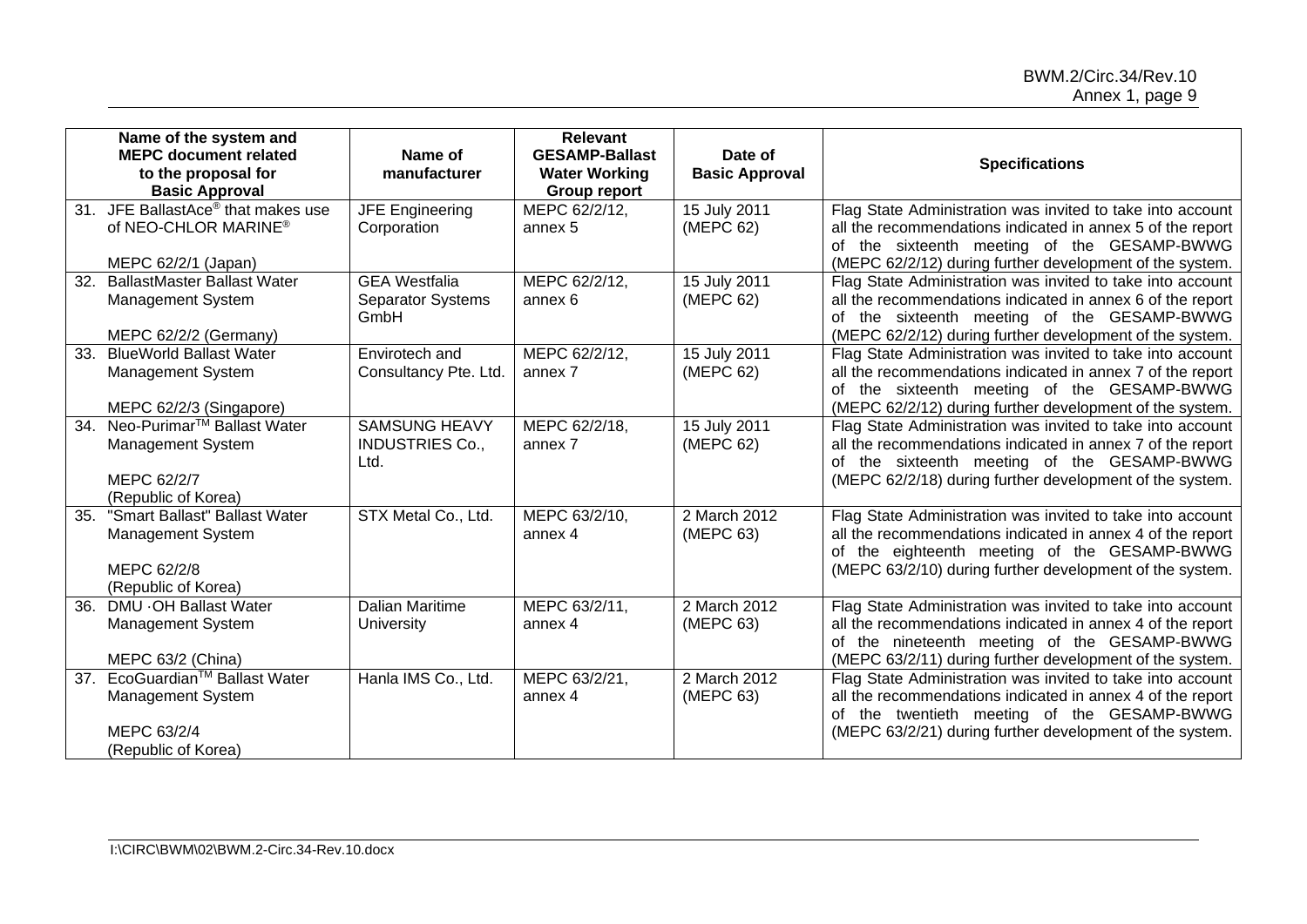| Name of the system and MEPC document related to the proposal for Basic Approval | Name of manufacturer | Relevant GESAMP-Ballast Water Working Group report | Date of Basic Approval | Specifications |
|---|---|---|---|---|
| 31. JFE BallastAce® that makes use of NEO-CHLOR MARINE®<br><br>MEPC 62/2/1 (Japan) | JFE Engineering Corporation | MEPC 62/2/12, annex 5 | 15 July 2011 (MEPC 62) | Flag State Administration was invited to take into account all the recommendations indicated in annex 5 of the report of the sixteenth meeting of the GESAMP-BWWG (MEPC 62/2/12) during further development of the system. |
| 32. BallastMaster Ballast Water Management System<br><br>MEPC 62/2/2 (Germany) | GEA Westfalia Separator Systems GmbH | MEPC 62/2/12, annex 6 | 15 July 2011 (MEPC 62) | Flag State Administration was invited to take into account all the recommendations indicated in annex 6 of the report of the sixteenth meeting of the GESAMP-BWWG (MEPC 62/2/12) during further development of the system. |
| 33. BlueWorld Ballast Water Management System<br><br>MEPC 62/2/3 (Singapore) | Envirotech and Consultancy Pte. Ltd. | MEPC 62/2/12, annex 7 | 15 July 2011 (MEPC 62) | Flag State Administration was invited to take into account all the recommendations indicated in annex 7 of the report of the sixteenth meeting of the GESAMP-BWWG (MEPC 62/2/12) during further development of the system. |
| 34. Neo-Purimar™ Ballast Water Management System<br><br>MEPC 62/2/7 (Republic of Korea) | SAMSUNG HEAVY INDUSTRIES Co., Ltd. | MEPC 62/2/18, annex 7 | 15 July 2011 (MEPC 62) | Flag State Administration was invited to take into account all the recommendations indicated in annex 7 of the report of the sixteenth meeting of the GESAMP-BWWG (MEPC 62/2/18) during further development of the system. |
| 35. "Smart Ballast" Ballast Water Management System<br><br>MEPC 62/2/8 (Republic of Korea) | STX Metal Co., Ltd. | MEPC 63/2/10, annex 4 | 2 March 2012 (MEPC 63) | Flag State Administration was invited to take into account all the recommendations indicated in annex 4 of the report of the eighteenth meeting of the GESAMP-BWWG (MEPC 63/2/10) during further development of the system. |
| 36. DMU ·OH Ballast Water Management System<br><br>MEPC 63/2 (China) | Dalian Maritime University | MEPC 63/2/11, annex 4 | 2 March 2012 (MEPC 63) | Flag State Administration was invited to take into account all the recommendations indicated in annex 4 of the report of the nineteenth meeting of the GESAMP-BWWG (MEPC 63/2/11) during further development of the system. |
| 37. EcoGuardian™ Ballast Water Management System<br><br>MEPC 63/2/4 (Republic of Korea) | Hanla IMS Co., Ltd. | MEPC 63/2/21, annex 4 | 2 March 2012 (MEPC 63) | Flag State Administration was invited to take into account all the recommendations indicated in annex 4 of the report of the twentieth meeting of the GESAMP-BWWG (MEPC 63/2/21) during further development of the system. |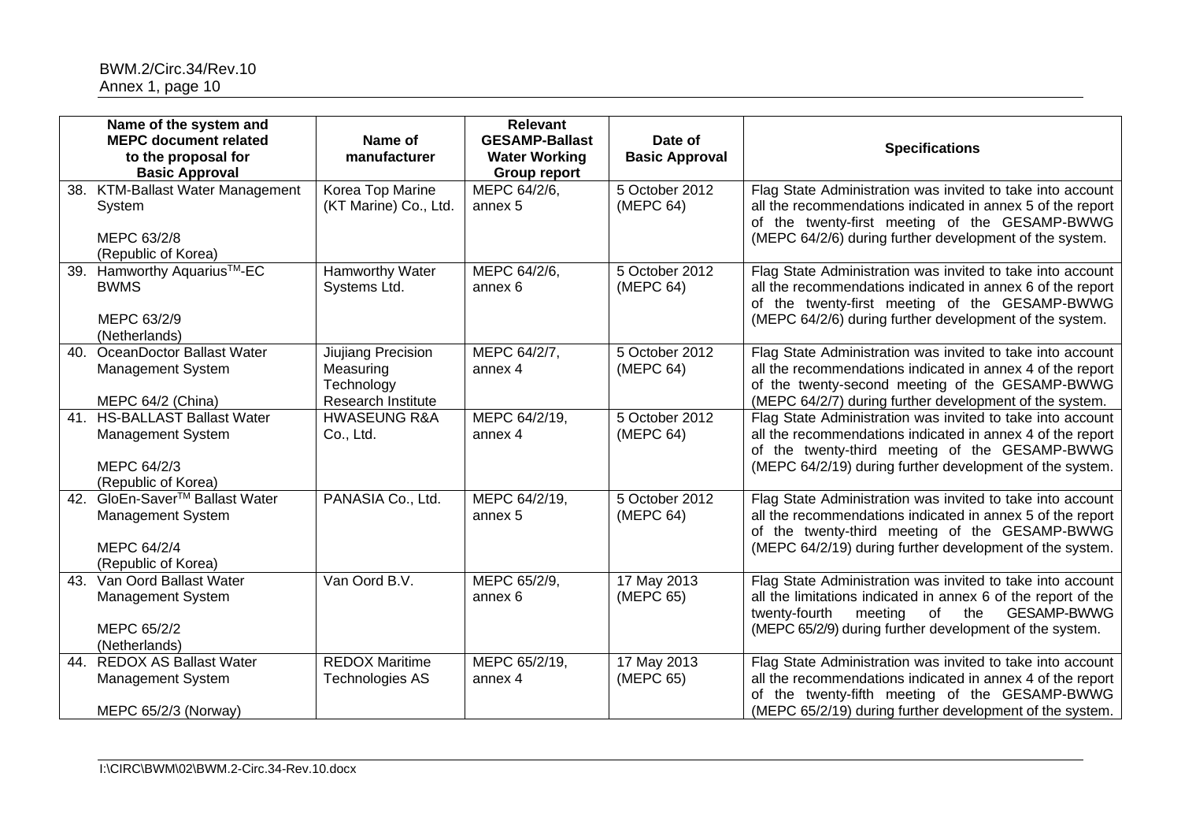| Name of the system and MEPC document related to the proposal for Basic Approval | Name of manufacturer | Relevant GESAMP-Ballast Water Working Group report | Date of Basic Approval | Specifications |
|---|---|---|---|---|
| 38. KTM-Ballast Water Management System<br><br>MEPC 63/2/8 (Republic of Korea) | Korea Top Marine (KT Marine) Co., Ltd. | MEPC 64/2/6, annex 5 | 5 October 2012 (MEPC 64) | Flag State Administration was invited to take into account all the recommendations indicated in annex 5 of the report of the twenty-first meeting of the GESAMP-BWWG (MEPC 64/2/6) during further development of the system. |
| 39. Hamworthy Aquarius™-EC BWMS<br><br>MEPC 63/2/9 (Netherlands) | Hamworthy Water Systems Ltd. | MEPC 64/2/6, annex 6 | 5 October 2012 (MEPC 64) | Flag State Administration was invited to take into account all the recommendations indicated in annex 6 of the report of the twenty-first meeting of the GESAMP-BWWG (MEPC 64/2/6) during further development of the system. |
| 40. OceanDoctor Ballast Water Management System<br><br>MEPC 64/2 (China) | Jiujiang Precision Measuring Technology Research Institute | MEPC 64/2/7, annex 4 | 5 October 2012 (MEPC 64) | Flag State Administration was invited to take into account all the recommendations indicated in annex 4 of the report of the twenty-second meeting of the GESAMP-BWWG (MEPC 64/2/7) during further development of the system. |
| 41. HS-BALLAST Ballast Water Management System<br><br>MEPC 64/2/3 (Republic of Korea) | HWASEUNG R&A Co., Ltd. | MEPC 64/2/19, annex 4 | 5 October 2012 (MEPC 64) | Flag State Administration was invited to take into account all the recommendations indicated in annex 4 of the report of the twenty-third meeting of the GESAMP-BWWG (MEPC 64/2/19) during further development of the system. |
| 42. GloEn-Saver™ Ballast Water Management System<br><br>MEPC 64/2/4 (Republic of Korea) | PANASIA Co., Ltd. | MEPC 64/2/19, annex 5 | 5 October 2012 (MEPC 64) | Flag State Administration was invited to take into account all the recommendations indicated in annex 5 of the report of the twenty-third meeting of the GESAMP-BWWG (MEPC 64/2/19) during further development of the system. |
| 43. Van Oord Ballast Water Management System<br><br>MEPC 65/2/2 (Netherlands) | Van Oord B.V. | MEPC 65/2/9, annex 6 | 17 May 2013 (MEPC 65) | Flag State Administration was invited to take into account all the limitations indicated in annex 6 of the report of the twenty-fourth meeting of the GESAMP-BWWG (MEPC 65/2/9) during further development of the system. |
| 44. REDOX AS Ballast Water Management System<br><br>MEPC 65/2/3 (Norway) | REDOX Maritime Technologies AS | MEPC 65/2/19, annex 4 | 17 May 2013 (MEPC 65) | Flag State Administration was invited to take into account all the recommendations indicated in annex 4 of the report of the twenty-fifth meeting of the GESAMP-BWWG (MEPC 65/2/19) during further development of the system. |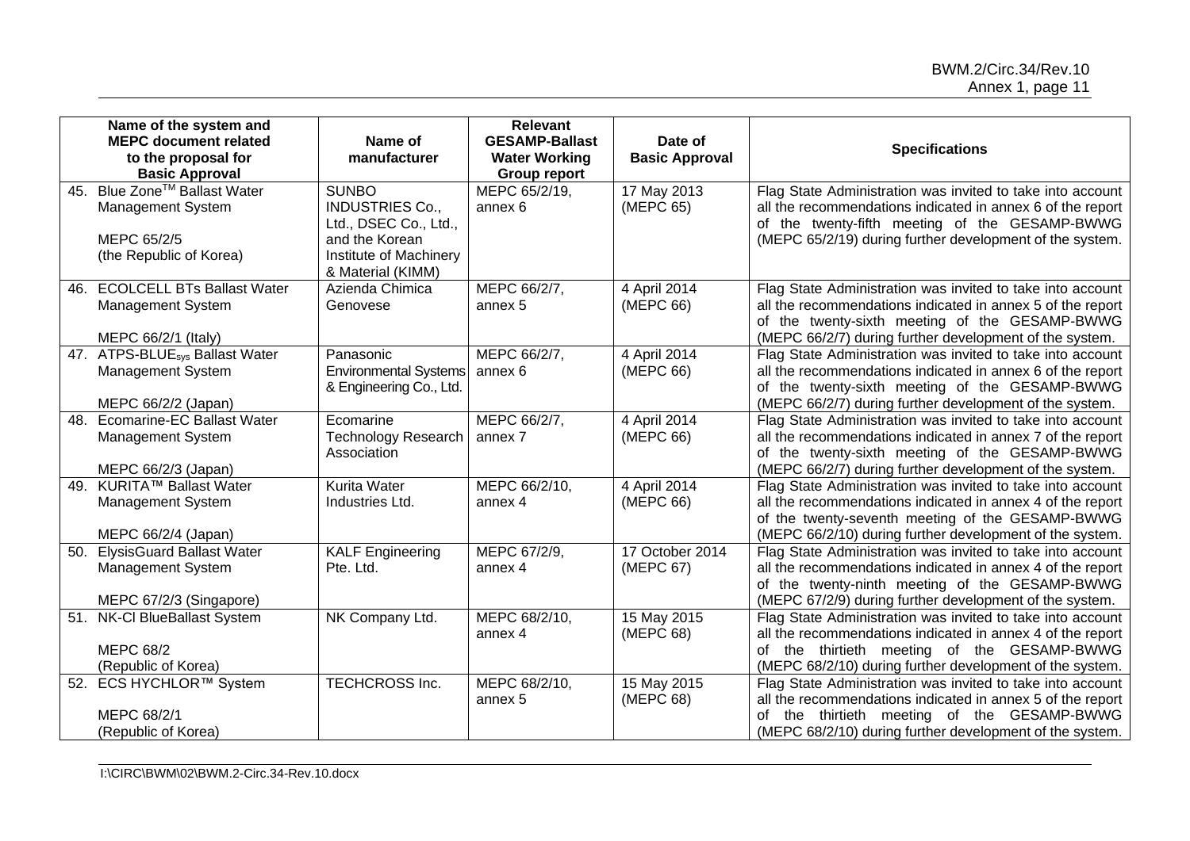| Name of the system and MEPC document related to the proposal for Basic Approval | Name of manufacturer | Relevant GESAMP-Ballast Water Working Group report | Date of Basic Approval | Specifications |
|---|---|---|---|---|
| 45. Blue Zone™ Ballast Water Management System<br><br>MEPC 65/2/5<br>(the Republic of Korea) | SUNBO INDUSTRIES Co., Ltd., DSEC Co., Ltd., and the Korean Institute of Machinery & Material (KIMM) | MEPC 65/2/19, annex 6 | 17 May 2013 (MEPC 65) | Flag State Administration was invited to take into account all the recommendations indicated in annex 6 of the report of the twenty-fifth meeting of the GESAMP-BWWG (MEPC 65/2/19) during further development of the system. |
| 46. ECOLCELL BTs Ballast Water Management System<br><br>MEPC 66/2/1 (Italy) | Azienda Chimica Genovese | MEPC 66/2/7, annex 5 | 4 April 2014 (MEPC 66) | Flag State Administration was invited to take into account all the recommendations indicated in annex 5 of the report of the twenty-sixth meeting of the GESAMP-BWWG (MEPC 66/2/7) during further development of the system. |
| 47. ATPS-BLUE$_{sys}$ Ballast Water Management System<br><br>MEPC 66/2/2 (Japan) | Panasonic Environmental Systems & Engineering Co., Ltd. | MEPC 66/2/7, annex 6 | 4 April 2014 (MEPC 66) | Flag State Administration was invited to take into account all the recommendations indicated in annex 6 of the report of the twenty-sixth meeting of the GESAMP-BWWG (MEPC 66/2/7) during further development of the system. |
| 48. Ecomarine-EC Ballast Water Management System<br><br>MEPC 66/2/3 (Japan) | Ecomarine Technology Research Association | MEPC 66/2/7, annex 7 | 4 April 2014 (MEPC 66) | Flag State Administration was invited to take into account all the recommendations indicated in annex 7 of the report of the twenty-sixth meeting of the GESAMP-BWWG (MEPC 66/2/7) during further development of the system. |
| 49. KURITA™ Ballast Water Management System<br><br>MEPC 66/2/4 (Japan) | Kurita Water Industries Ltd. | MEPC 66/2/10, annex 4 | 4 April 2014 (MEPC 66) | Flag State Administration was invited to take into account all the recommendations indicated in annex 4 of the report of the twenty-seventh meeting of the GESAMP-BWWG (MEPC 66/2/10) during further development of the system. |
| 50. ElysisGuard Ballast Water Management System<br><br>MEPC 67/2/3 (Singapore) | KALF Engineering Pte. Ltd. | MEPC 67/2/9, annex 4 | 17 October 2014 (MEPC 67) | Flag State Administration was invited to take into account all the recommendations indicated in annex 4 of the report of the twenty-ninth meeting of the GESAMP-BWWG (MEPC 67/2/9) during further development of the system. |
| 51. NK-Cl BlueBallast System<br><br>MEPC 68/2<br>(Republic of Korea) | NK Company Ltd. | MEPC 68/2/10, annex 4 | 15 May 2015 (MEPC 68) | Flag State Administration was invited to take into account all the recommendations indicated in annex 4 of the report of the thirtieth meeting of the GESAMP-BWWG (MEPC 68/2/10) during further development of the system. |
| 52. ECS HYCHLOR™ System<br><br>MEPC 68/2/1<br>(Republic of Korea) | TECHCROSS Inc. | MEPC 68/2/10, annex 5 | 15 May 2015 (MEPC 68) | Flag State Administration was invited to take into account all the recommendations indicated in annex 5 of the report of the thirtieth meeting of the GESAMP-BWWG (MEPC 68/2/10) during further development of the system. |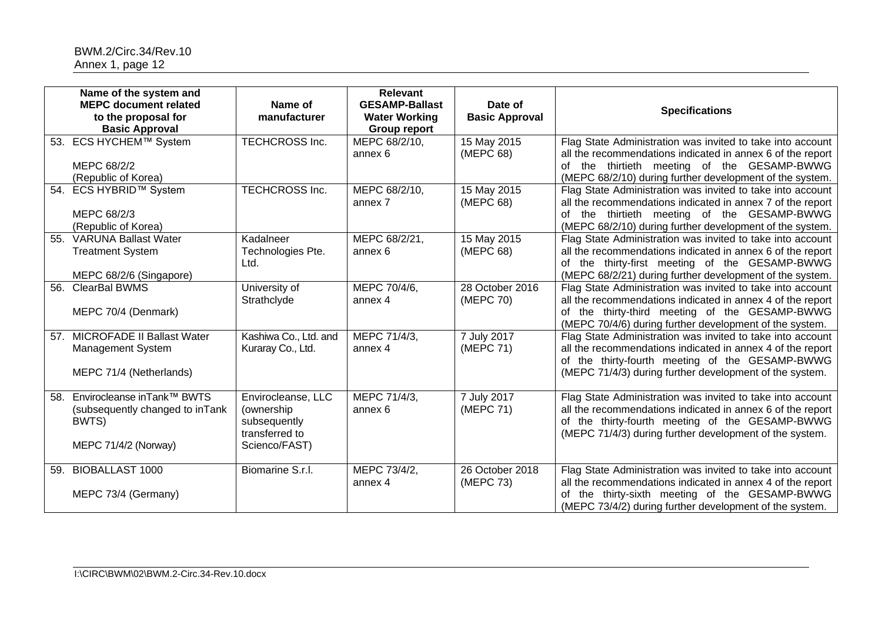| Name of the system and MEPC document related to the proposal for Basic Approval | Name of manufacturer | Relevant GESAMP-Ballast Water Working Group report | Date of Basic Approval | Specifications |
|---|---|---|---|---|
| 53. ECS HYCHEM™ System<br><br>MEPC 68/2/2<br>(Republic of Korea) | TECHCROSS Inc. | MEPC 68/2/10, annex 6 | 15 May 2015 (MEPC 68) | Flag State Administration was invited to take into account all the recommendations indicated in annex 6 of the report of the thirtieth meeting of the GESAMP-BWWG (MEPC 68/2/10) during further development of the system. |
| 54. ECS HYBRID™ System<br><br>MEPC 68/2/3<br>(Republic of Korea) | TECHCROSS Inc. | MEPC 68/2/10, annex 7 | 15 May 2015 (MEPC 68) | Flag State Administration was invited to take into account all the recommendations indicated in annex 7 of the report of the thirtieth meeting of the GESAMP-BWWG (MEPC 68/2/10) during further development of the system. |
| 55. VARUNA Ballast Water Treatment System<br><br>MEPC 68/2/6 (Singapore) | Kadalneer Technologies Pte. Ltd. | MEPC 68/2/21, annex 6 | 15 May 2015 (MEPC 68) | Flag State Administration was invited to take into account all the recommendations indicated in annex 6 of the report of the thirty-first meeting of the GESAMP-BWWG (MEPC 68/2/21) during further development of the system. |
| 56. ClearBal BWMS<br><br>MEPC 70/4 (Denmark) | University of Strathclyde | MEPC 70/4/6, annex 4 | 28 October 2016 (MEPC 70) | Flag State Administration was invited to take into account all the recommendations indicated in annex 4 of the report of the thirty-third meeting of the GESAMP-BWWG (MEPC 70/4/6) during further development of the system. |
| 57. MICROFADE II Ballast Water Management System<br><br>MEPC 71/4 (Netherlands) | Kashiwa Co., Ltd. and Kuraray Co., Ltd. | MEPC 71/4/3, annex 4 | 7 July 2017 (MEPC 71) | Flag State Administration was invited to take into account all the recommendations indicated in annex 4 of the report of the thirty-fourth meeting of the GESAMP-BWWG (MEPC 71/4/3) during further development of the system. |
| 58. Envirocleanse inTank™ BWTS (subsequently changed to inTank BWTS)<br><br>MEPC 71/4/2 (Norway) | Envirocleanse, LLC (ownership subsequently transferred to Sciencо/FAST) | MEPC 71/4/3, annex 6 | 7 July 2017 (MEPC 71) | Flag State Administration was invited to take into account all the recommendations indicated in annex 6 of the report of the thirty-fourth meeting of the GESAMP-BWWG (MEPC 71/4/3) during further development of the system. |
| 59. BIOBALLAST 1000<br><br>MEPC 73/4 (Germany) | Biomarine S.r.l. | MEPC 73/4/2, annex 4 | 26 October 2018 (MEPC 73) | Flag State Administration was invited to take into account all the recommendations indicated in annex 4 of the report of the thirty-sixth meeting of the GESAMP-BWWG (MEPC 73/4/2) during further development of the system. |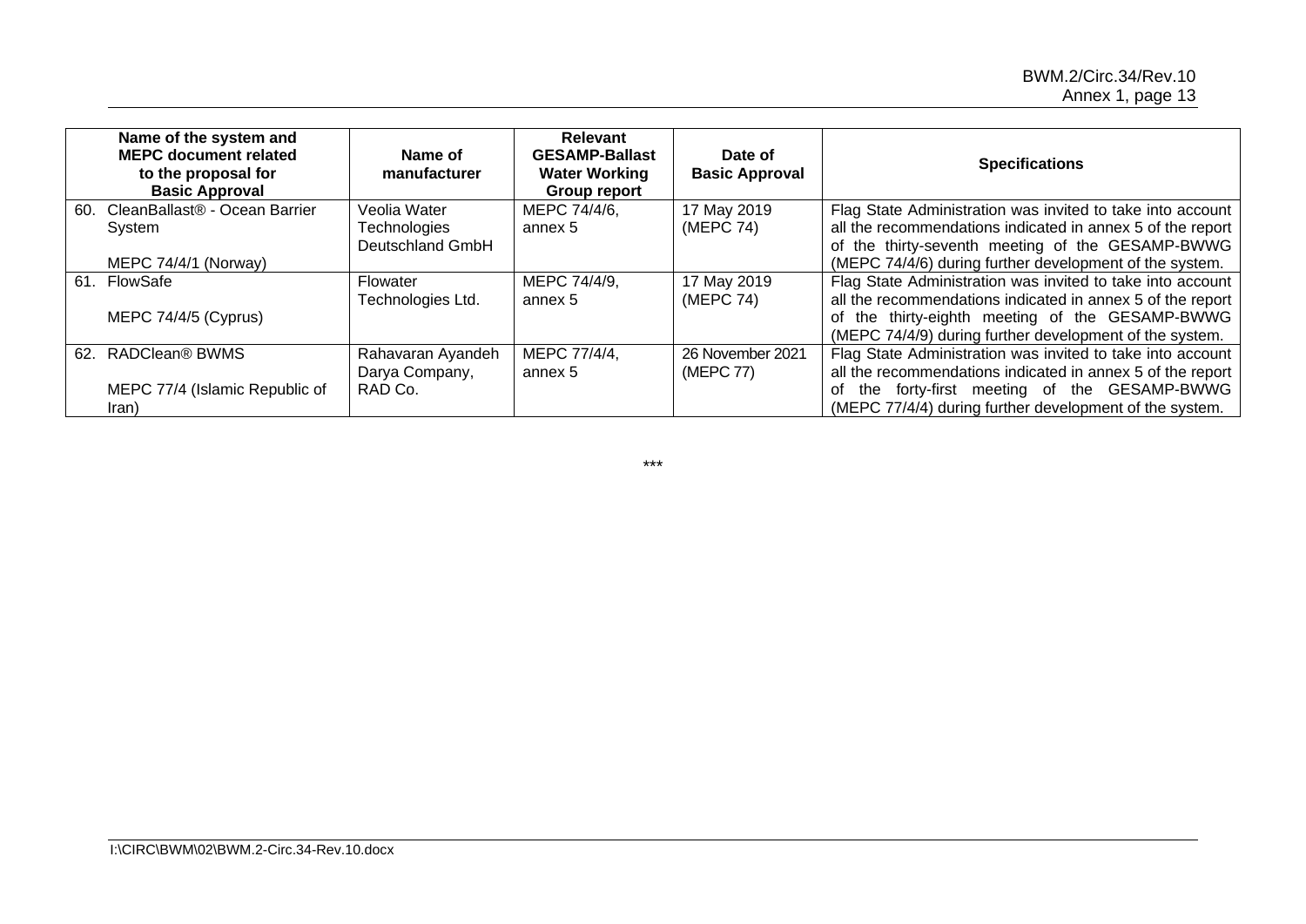| Name of the system and MEPC document related to the proposal for Basic Approval | Name of manufacturer | Relevant GESAMP-Ballast Water Working Group report | Date of Basic Approval | Specifications |
|---|---|---|---|---|
| 60. CleanBallast® - Ocean Barrier System<br><br>MEPC 74/4/1 (Norway) | Veolia Water Technologies Deutschland GmbH | MEPC 74/4/6, annex 5 | 17 May 2019 (MEPC 74) | Flag State Administration was invited to take into account all the recommendations indicated in annex 5 of the report of the thirty-seventh meeting of the GESAMP-BWWG (MEPC 74/4/6) during further development of the system. |
| 61. FlowSafe<br><br>MEPC 74/4/5 (Cyprus) | Flowater Technologies Ltd. | MEPC 74/4/9, annex 5 | 17 May 2019 (MEPC 74) | Flag State Administration was invited to take into account all the recommendations indicated in annex 5 of the report of the thirty-eighth meeting of the GESAMP-BWWG (MEPC 74/4/9) during further development of the system. |
| 62. RADClean® BWMS<br><br>MEPC 77/4 (Islamic Republic of Iran) | Rahavaran Ayandeh Darya Company, RAD Co. | MEPC 77/4/4, annex 5 | 26 November 2021 (MEPC 77) | Flag State Administration was invited to take into account all the recommendations indicated in annex 5 of the report of the forty-first meeting of the GESAMP-BWWG (MEPC 77/4/4) during further development of the system. |

***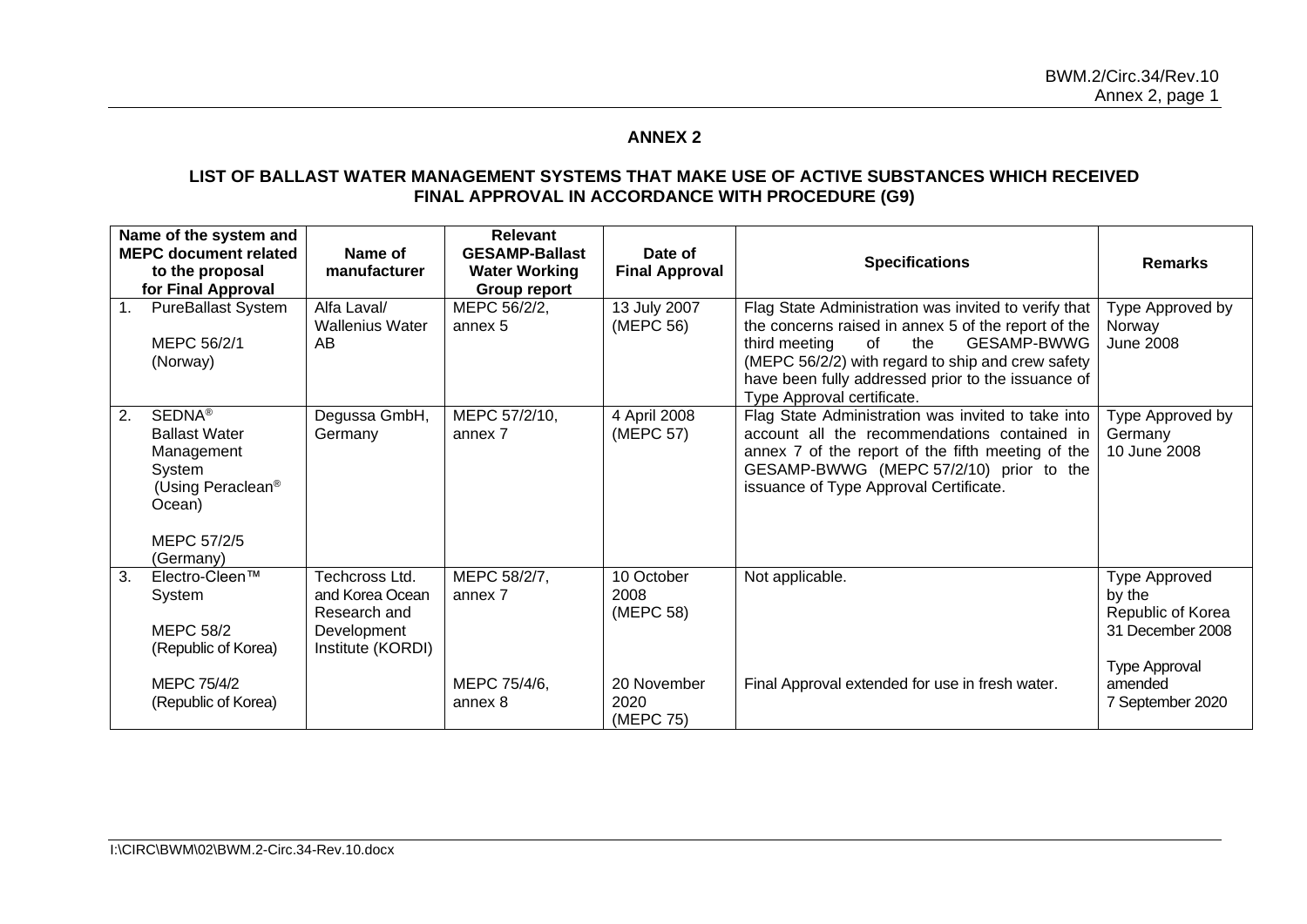## ANNEX 2

### LIST OF BALLAST WATER MANAGEMENT SYSTEMS THAT MAKE USE OF ACTIVE SUBSTANCES WHICH RECEIVED FINAL APPROVAL IN ACCORDANCE WITH PROCEDURE (G9)

| Name of the system and MEPC document related to the proposal for Final Approval | Name of manufacturer | Relevant GESAMP-Ballast Water Working Group report | Date of Final Approval | Specifications | Remarks |
|---|---|---|---|---|---|
| 1. PureBallast System<br><br>MEPC 56/2/1 (Norway) | Alfa Laval/ Wallenius Water AB | MEPC 56/2/2, annex 5 | 13 July 2007 (MEPC 56) | Flag State Administration was invited to verify that the concerns raised in annex 5 of the report of the third meeting of the GESAMP-BWWG (MEPC 56/2/2) with regard to ship and crew safety have been fully addressed prior to the issuance of Type Approval certificate. | Type Approved by Norway June 2008 |
| 2. SEDNA® Ballast Water Management System (Using Peraclean® Ocean)<br><br>MEPC 57/2/5 (Germany) | Degussa GmbH, Germany | MEPC 57/2/10, annex 7 | 4 April 2008 (MEPC 57) | Flag State Administration was invited to take into account all the recommendations contained in annex 7 of the report of the fifth meeting of the GESAMP-BWWG (MEPC 57/2/10) prior to the issuance of Type Approval Certificate. | Type Approved by Germany 10 June 2008 |
| 3. Electro-Cleen™ System<br><br>MEPC 58/2 (Republic of Korea)<br><br>MEPC 75/4/2 (Republic of Korea) | Techcross Ltd. and Korea Ocean Research and Development Institute (KORDI) | MEPC 58/2/7, annex 7<br><br>MEPC 75/4/6, annex 8 | 10 October 2008 (MEPC 58)<br><br>20 November 2020 (MEPC 75) | Not applicable.<br><br>Final Approval extended for use in fresh water. | Type Approved by the Republic of Korea 31 December 2008<br><br>Type Approval amended 7 September 2020 |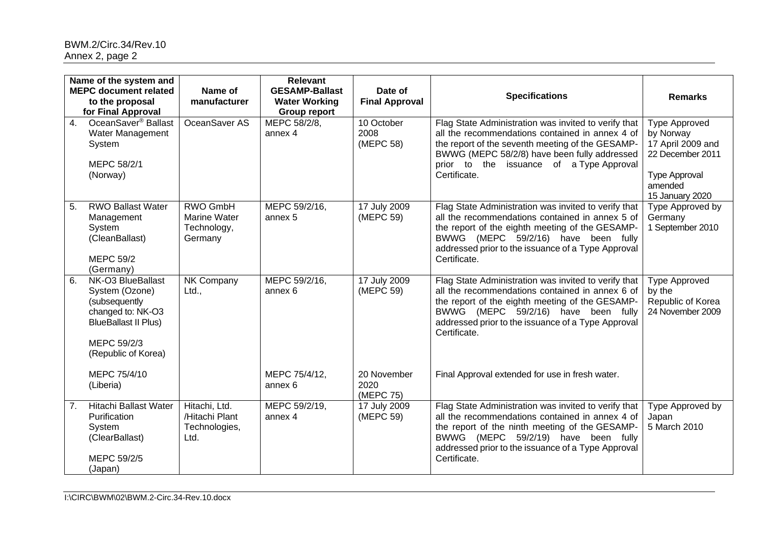| Name of the system and MEPC document related to the proposal for Final Approval | Name of manufacturer | Relevant GESAMP-Ballast Water Working Group report | Date of Final Approval | Specifications | Remarks |
|---|---|---|---|---|---|
| 4. OceanSaver® Ballast Water Management System<br><br>MEPC 58/2/1 (Norway) | OceanSaver AS | MEPC 58/2/8, annex 4 | 10 October 2008 (MEPC 58) | Flag State Administration was invited to verify that all the recommendations contained in annex 4 of the report of the seventh meeting of the GESAMP-BWWG (MEPC 58/2/8) have been fully addressed prior to the issuance of a Type Approval Certificate. | Type Approved by Norway 17 April 2009 and 22 December 2011<br><br>Type Approval amended 15 January 2020 |
| 5. RWO Ballast Water Management System (CleanBallast)<br><br>MEPC 59/2 (Germany) | RWO GmbH Marine Water Technology, Germany | MEPC 59/2/16, annex 5 | 17 July 2009 (MEPC 59) | Flag State Administration was invited to verify that all the recommendations contained in annex 5 of the report of the eighth meeting of the GESAMP-BWWG (MEPC 59/2/16) have been fully addressed prior to the issuance of a Type Approval Certificate. | Type Approved by Germany 1 September 2010 |
| 6. NK-O3 BlueBallast System (Ozone) (subsequently changed to: NK-O3 BlueBallast II Plus)<br><br>MEPC 59/2/3 (Republic of Korea) | NK Company Ltd., | MEPC 59/2/16, annex 6 | 17 July 2009 (MEPC 59) | Flag State Administration was invited to verify that all the recommendations contained in annex 6 of the report of the eighth meeting of the GESAMP-BWWG (MEPC 59/2/16) have been fully addressed prior to the issuance of a Type Approval Certificate. | Type Approved by the Republic of Korea 24 November 2009 |
| MEPC 75/4/10 (Liberia) | | MEPC 75/4/12, annex 6 | 20 November 2020 (MEPC 75) | Final Approval extended for use in fresh water. | |
| 7. Hitachi Ballast Water Purification System (ClearBallast)<br><br>MEPC 59/2/5 (Japan) | Hitachi, Ltd. /Hitachi Plant Technologies, Ltd. | MEPC 59/2/19, annex 4 | 17 July 2009 (MEPC 59) | Flag State Administration was invited to verify that all the recommendations contained in annex 4 of the report of the ninth meeting of the GESAMP-BWWG (MEPC 59/2/19) have been fully addressed prior to the issuance of a Type Approval Certificate. | Type Approved by Japan 5 March 2010 |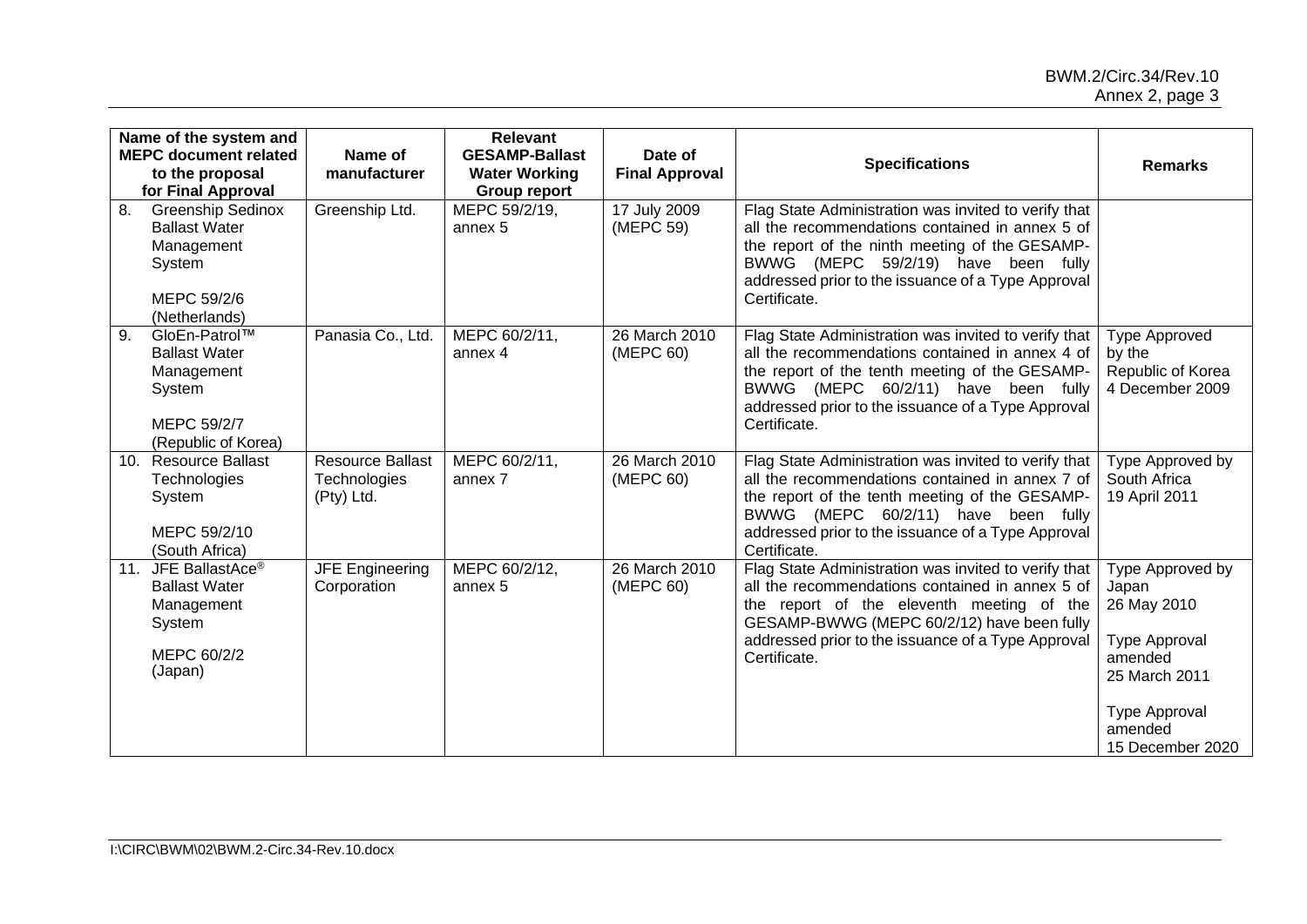| Name of the system and MEPC document related to the proposal for Final Approval | Name of manufacturer | Relevant GESAMP-Ballast Water Working Group report | Date of Final Approval | Specifications | Remarks |
|---|---|---|---|---|---|
| 8. Greenship Sedinox Ballast Water Management System<br><br>MEPC 59/2/6 (Netherlands) | Greenship Ltd. | MEPC 59/2/19, annex 5 | 17 July 2009 (MEPC 59) | Flag State Administration was invited to verify that all the recommendations contained in annex 5 of the report of the ninth meeting of the GESAMP-BWWG (MEPC 59/2/19) have been fully addressed prior to the issuance of a Type Approval Certificate. | |
| 9. GloEn-Patrol™ Ballast Water Management System<br><br>MEPC 59/2/7 (Republic of Korea) | Panasia Co., Ltd. | MEPC 60/2/11, annex 4 | 26 March 2010 (MEPC 60) | Flag State Administration was invited to verify that all the recommendations contained in annex 4 of the report of the tenth meeting of the GESAMP-BWWG (MEPC 60/2/11) have been fully addressed prior to the issuance of a Type Approval Certificate. | Type Approved by the Republic of Korea 4 December 2009 |
| 10. Resource Ballast Technologies System<br><br>MEPC 59/2/10 (South Africa) | Resource Ballast Technologies (Pty) Ltd. | MEPC 60/2/11, annex 7 | 26 March 2010 (MEPC 60) | Flag State Administration was invited to verify that all the recommendations contained in annex 7 of the report of the tenth meeting of the GESAMP-BWWG (MEPC 60/2/11) have been fully addressed prior to the issuance of a Type Approval Certificate. | Type Approved by South Africa 19 April 2011 |
| 11. JFE BallastAce® Ballast Water Management System<br><br>MEPC 60/2/2 (Japan) | JFE Engineering Corporation | MEPC 60/2/12, annex 5 | 26 March 2010 (MEPC 60) | Flag State Administration was invited to verify that all the recommendations contained in annex 5 of the report of the eleventh meeting of the GESAMP-BWWG (MEPC 60/2/12) have been fully addressed prior to the issuance of a Type Approval Certificate. | Type Approved by Japan 26 May 2010<br><br>Type Approval amended 25 March 2011<br><br>Type Approval amended 15 December 2020 |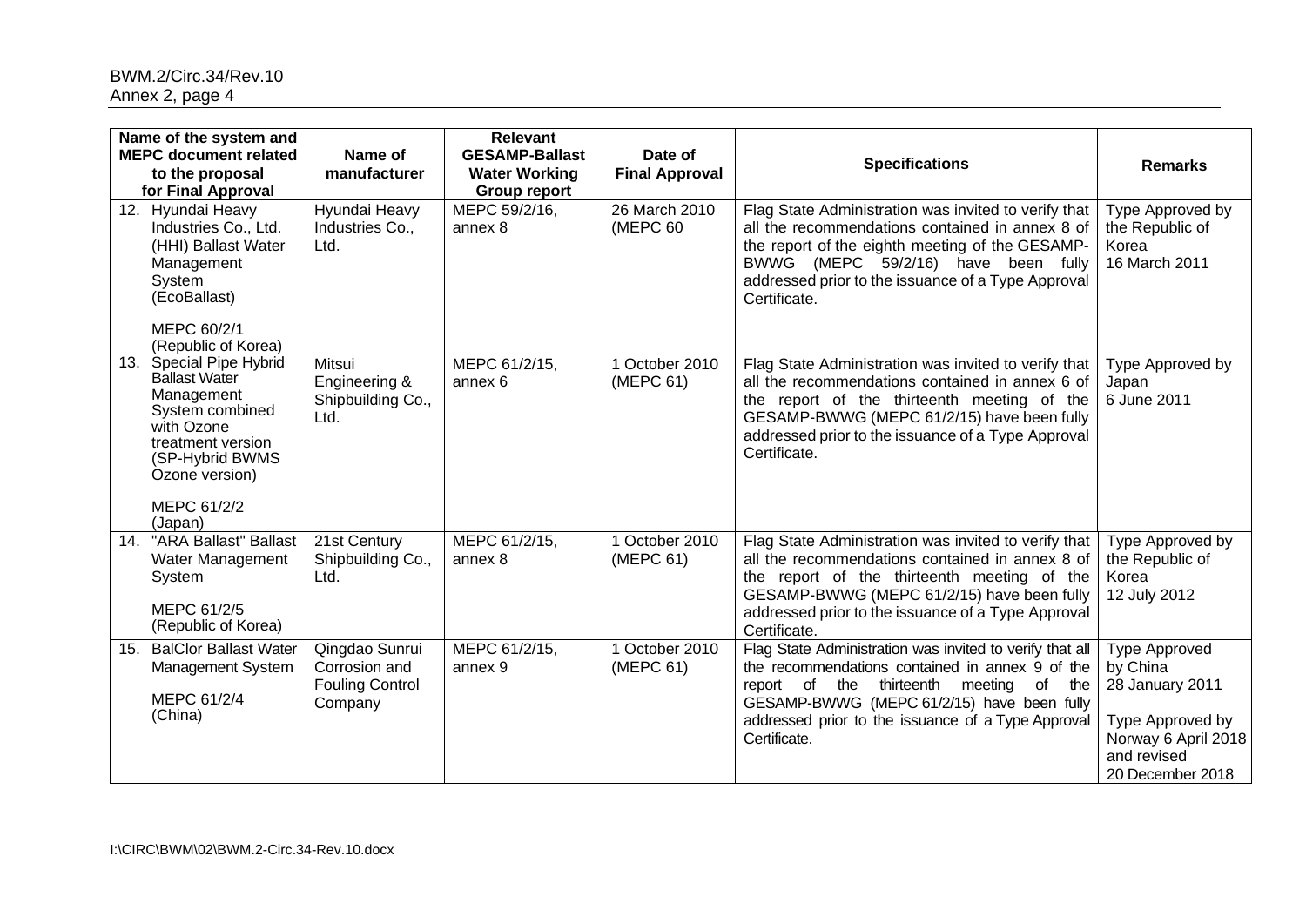| Name of the system and MEPC document related to the proposal for Final Approval | Name of manufacturer | Relevant GESAMP-Ballast Water Working Group report | Date of Final Approval | Specifications | Remarks |
|---|---|---|---|---|---|
| 12. Hyundai Heavy Industries Co., Ltd. (HHI) Ballast Water Management System (EcoBallast)<br><br>MEPC 60/2/1 (Republic of Korea) | Hyundai Heavy Industries Co., Ltd. | MEPC 59/2/16, annex 8 | 26 March 2010 (MEPC 60 | Flag State Administration was invited to verify that all the recommendations contained in annex 8 of the report of the eighth meeting of the GESAMP-BWWG (MEPC 59/2/16) have been fully addressed prior to the issuance of a Type Approval Certificate. | Type Approved by the Republic of Korea 16 March 2011 |
| 13. Special Pipe Hybrid Ballast Water Management System combined with Ozone treatment version (SP-Hybrid BWMS Ozone version)<br><br>MEPC 61/2/2 (Japan) | Mitsui Engineering & Shipbuilding Co., Ltd. | MEPC 61/2/15, annex 6 | 1 October 2010 (MEPC 61) | Flag State Administration was invited to verify that all the recommendations contained in annex 6 of the report of the thirteenth meeting of the GESAMP-BWWG (MEPC 61/2/15) have been fully addressed prior to the issuance of a Type Approval Certificate. | Type Approved by Japan 6 June 2011 |
| 14. "ARA Ballast" Ballast Water Management System<br><br>MEPC 61/2/5 (Republic of Korea) | 21st Century Shipbuilding Co., Ltd. | MEPC 61/2/15, annex 8 | 1 October 2010 (MEPC 61) | Flag State Administration was invited to verify that all the recommendations contained in annex 8 of the report of the thirteenth meeting of the GESAMP-BWWG (MEPC 61/2/15) have been fully addressed prior to the issuance of a Type Approval Certificate. | Type Approved by the Republic of Korea 12 July 2012 |
| 15. BalClor Ballast Water Management System<br><br>MEPC 61/2/4 (China) | Qingdao Sunrui Corrosion and Fouling Control Company | MEPC 61/2/15, annex 9 | 1 October 2010 (MEPC 61) | Flag State Administration was invited to verify that all the recommendations contained in annex 9 of the report of the thirteenth meeting of the GESAMP-BWWG (MEPC 61/2/15) have been fully addressed prior to the issuance of a Type Approval Certificate. | Type Approved by China 28 January 2011<br><br>Type Approved by Norway 6 April 2018 and revised 20 December 2018 |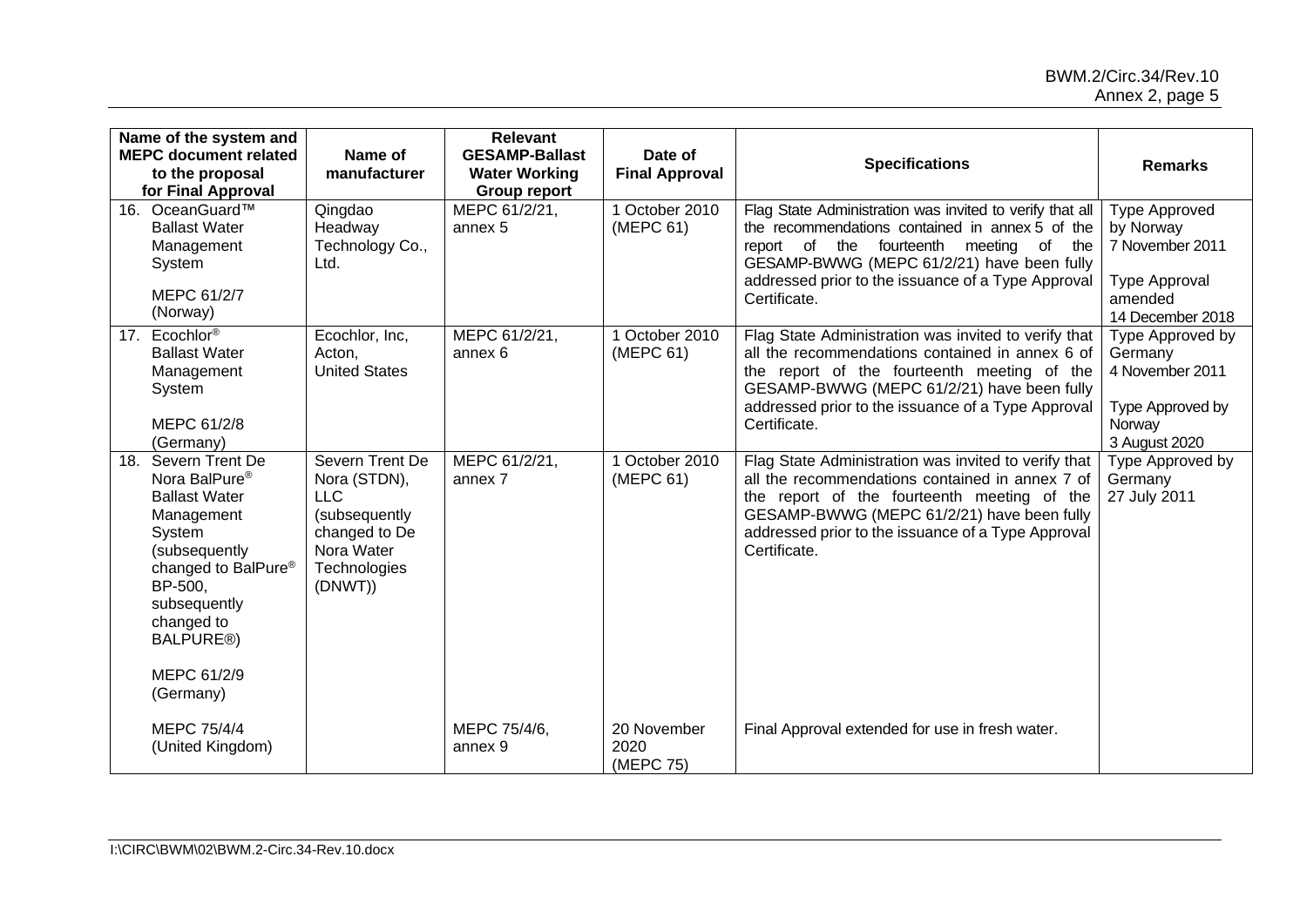| Name of the system and MEPC document related to the proposal for Final Approval | Name of manufacturer | Relevant GESAMP-Ballast Water Working Group report | Date of Final Approval | Specifications | Remarks |
|---|---|---|---|---|---|
| 16. OceanGuard™ Ballast Water Management System<br><br>MEPC 61/2/7 (Norway) | Qingdao Headway Technology Co., Ltd. | MEPC 61/2/21, annex 5 | 1 October 2010 (MEPC 61) | Flag State Administration was invited to verify that all the recommendations contained in annex 5 of the report of the fourteenth meeting of the GESAMP-BWWG (MEPC 61/2/21) have been fully addressed prior to the issuance of a Type Approval Certificate. | Type Approved by Norway 7 November 2011<br><br>Type Approval amended 14 December 2018 |
| 17. Ecochlor® Ballast Water Management System<br><br>MEPC 61/2/8 (Germany) | Ecochlor, Inc, Acton, United States | MEPC 61/2/21, annex 6 | 1 October 2010 (MEPC 61) | Flag State Administration was invited to verify that all the recommendations contained in annex 6 of the report of the fourteenth meeting of the GESAMP-BWWG (MEPC 61/2/21) have been fully addressed prior to the issuance of a Type Approval Certificate. | Type Approved by Germany 4 November 2011<br><br>Type Approved by Norway 3 August 2020 |
| 18. Severn Trent De Nora BalPure® Ballast Water Management System (subsequently changed to BalPure® BP-500, subsequently changed to BALPURE®)<br><br>MEPC 61/2/9 (Germany) | Severn Trent De Nora (STDN), LLC (subsequently changed to De Nora Water Technologies (DNWT)) | MEPC 61/2/21, annex 7 | 1 October 2010 (MEPC 61) | Flag State Administration was invited to verify that all the recommendations contained in annex 7 of the report of the fourteenth meeting of the GESAMP-BWWG (MEPC 61/2/21) have been fully addressed prior to the issuance of a Type Approval Certificate. | Type Approved by Germany 27 July 2011 |
| MEPC 75/4/4 (United Kingdom) | | MEPC 75/4/6, annex 9 | 20 November 2020 (MEPC 75) | Final Approval extended for use in fresh water. | |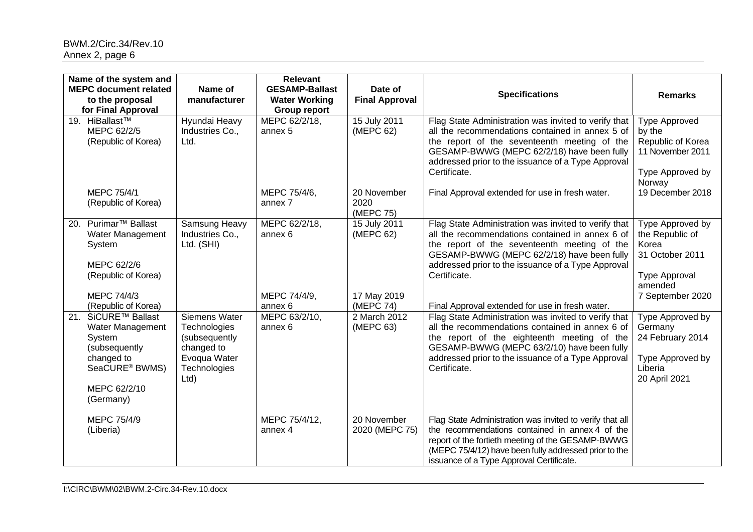| Name of the system and MEPC document related to the proposal for Final Approval | Name of manufacturer | Relevant GESAMP-Ballast Water Working Group report | Date of Final Approval | Specifications | Remarks |
|---|---|---|---|---|---|
| 19. HiBallast™ MEPC 62/2/5 (Republic of Korea) | Hyundai Heavy Industries Co., Ltd. | MEPC 62/2/18, annex 5 | 15 July 2011 (MEPC 62) | Flag State Administration was invited to verify that all the recommendations contained in annex 5 of the report of the seventeenth meeting of the GESAMP-BWWG (MEPC 62/2/18) have been fully addressed prior to the issuance of a Type Approval Certificate. | Type Approved by the Republic of Korea 11 November 2011<br><br>Type Approved by Norway 19 December 2018 |
| MEPC 75/4/1 (Republic of Korea) | | MEPC 75/4/6, annex 7 | 20 November 2020 (MEPC 75) | Final Approval extended for use in fresh water. | |
| 20. Purimar™ Ballast Water Management System<br><br>MEPC 62/2/6 (Republic of Korea) | Samsung Heavy Industries Co., Ltd. (SHI) | MEPC 62/2/18, annex 6 | 15 July 2011 (MEPC 62) | Flag State Administration was invited to verify that all the recommendations contained in annex 6 of the report of the seventeenth meeting of the GESAMP-BWWG (MEPC 62/2/18) have been fully addressed prior to the issuance of a Type Approval Certificate. | Type Approved by the Republic of Korea 31 October 2011<br><br>Type Approval amended 7 September 2020 |
| MEPC 74/4/3 (Republic of Korea) | | MEPC 74/4/9, annex 6 | 17 May 2019 (MEPC 74) | Final Approval extended for use in fresh water. | |
| 21. SiCURE™ Ballast Water Management System (subsequently changed to SeaCURE® BWMS)<br><br>MEPC 62/2/10 (Germany) | Siemens Water Technologies (subsequently changed to Evoqua Water Technologies Ltd) | MEPC 63/2/10, annex 6 | 2 March 2012 (MEPC 63) | Flag State Administration was invited to verify that all the recommendations contained in annex 6 of the report of the eighteenth meeting of the GESAMP-BWWG (MEPC 63/2/10) have been fully addressed prior to the issuance of a Type Approval Certificate. | Type Approved by Germany 24 February 2014<br><br>Type Approved by Liberia 20 April 2021 |
| MEPC 75/4/9 (Liberia) | | MEPC 75/4/12, annex 4 | 20 November 2020 (MEPC 75) | Flag State Administration was invited to verify that all the recommendations contained in annex 4 of the report of the fortieth meeting of the GESAMP-BWWG (MEPC 75/4/12) have been fully addressed prior to the issuance of a Type Approval Certificate. | |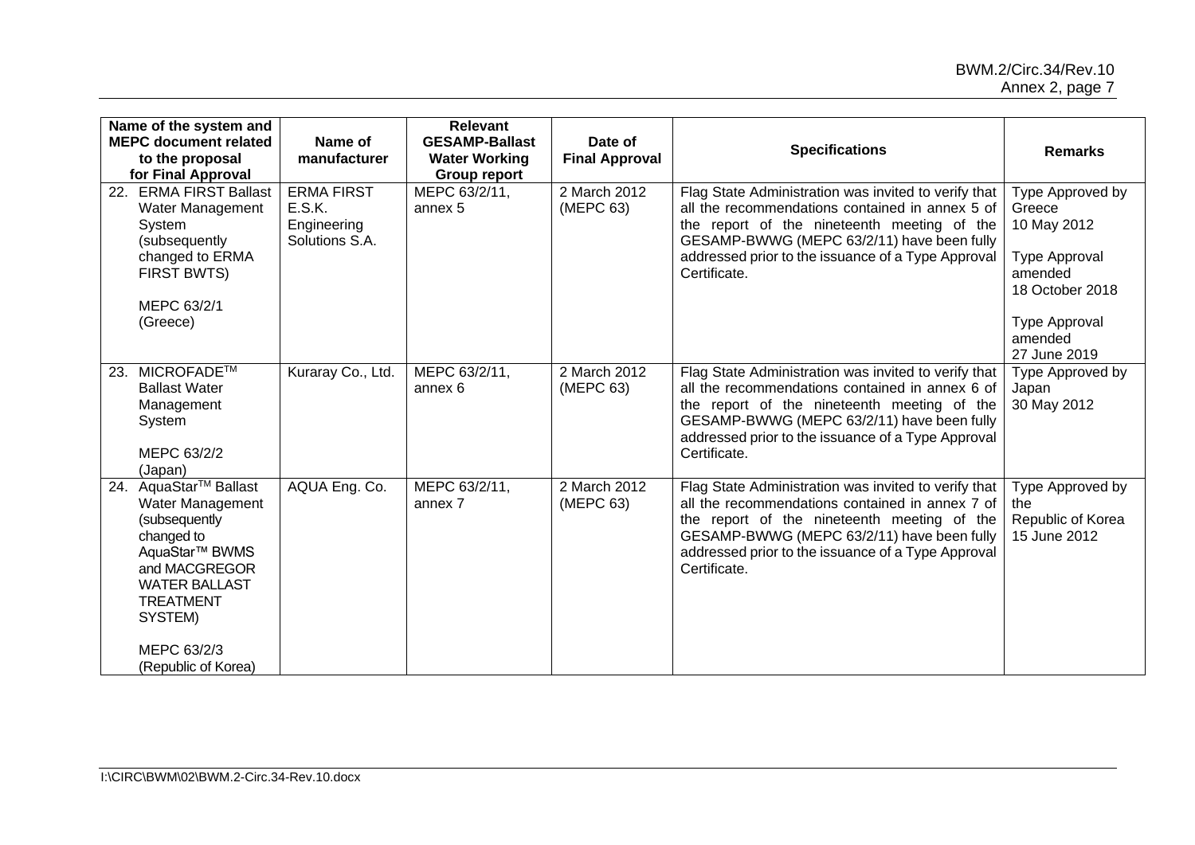| Name of the system and MEPC document related to the proposal for Final Approval | Name of manufacturer | Relevant GESAMP-Ballast Water Working Group report | Date of Final Approval | Specifications | Remarks |
|---|---|---|---|---|---|
| 22. ERMA FIRST Ballast Water Management System (subsequently changed to ERMA FIRST BWTS)<br><br>MEPC 63/2/1 (Greece) | ERMA FIRST E.S.K. Engineering Solutions S.A. | MEPC 63/2/11, annex 5 | 2 March 2012 (MEPC 63) | Flag State Administration was invited to verify that all the recommendations contained in annex 5 of the report of the nineteenth meeting of the GESAMP-BWWG (MEPC 63/2/11) have been fully addressed prior to the issuance of a Type Approval Certificate. | Type Approved by Greece 10 May 2012<br><br>Type Approval amended 18 October 2018<br><br>Type Approval amended 27 June 2019 |
| 23. MICROFADE™ Ballast Water Management System<br><br>MEPC 63/2/2 (Japan) | Kuraray Co., Ltd. | MEPC 63/2/11, annex 6 | 2 March 2012 (MEPC 63) | Flag State Administration was invited to verify that all the recommendations contained in annex 6 of the report of the nineteenth meeting of the GESAMP-BWWG (MEPC 63/2/11) have been fully addressed prior to the issuance of a Type Approval Certificate. | Type Approved by Japan 30 May 2012 |
| 24. AquaStar™ Ballast Water Management (subsequently changed to AquaStar™ BWMS and MACGREGOR WATER BALLAST TREATMENT SYSTEM)<br><br>MEPC 63/2/3 (Republic of Korea) | AQUA Eng. Co. | MEPC 63/2/11, annex 7 | 2 March 2012 (MEPC 63) | Flag State Administration was invited to verify that all the recommendations contained in annex 7 of the report of the nineteenth meeting of the GESAMP-BWWG (MEPC 63/2/11) have been fully addressed prior to the issuance of a Type Approval Certificate. | Type Approved by the Republic of Korea 15 June 2012 |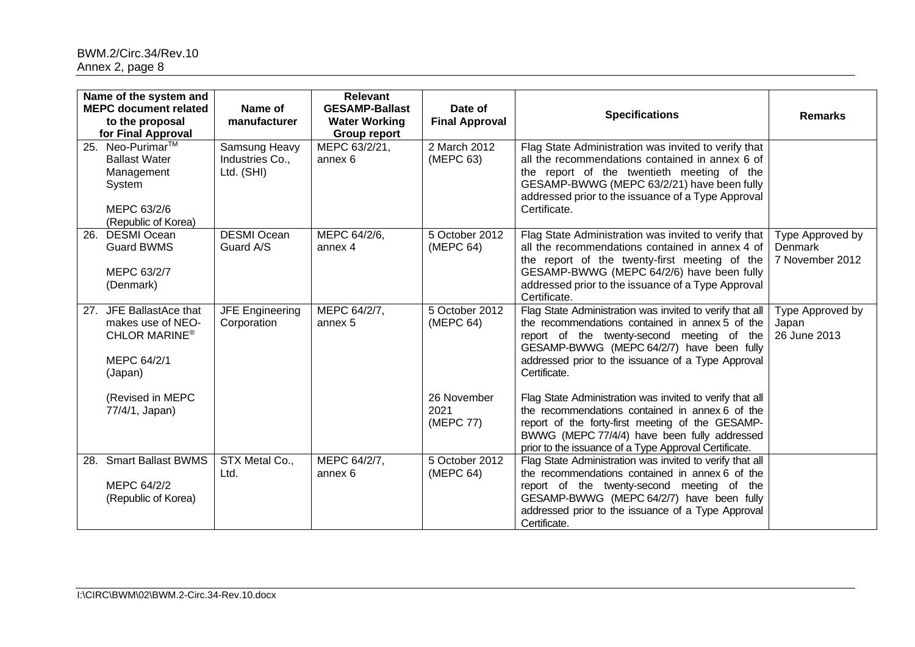| Name of the system and MEPC document related to the proposal for Final Approval | Name of manufacturer | Relevant GESAMP-Ballast Water Working Group report | Date of Final Approval | Specifications | Remarks |
|---|---|---|---|---|---|
| 25. Neo-Purimar™ Ballast Water Management System<br><br>MEPC 63/2/6 (Republic of Korea) | Samsung Heavy Industries Co., Ltd. (SHI) | MEPC 63/2/21, annex 6 | 2 March 2012 (MEPC 63) | Flag State Administration was invited to verify that all the recommendations contained in annex 6 of the report of the twentieth meeting of the GESAMP-BWWG (MEPC 63/2/21) have been fully addressed prior to the issuance of a Type Approval Certificate. | |
| 26. DESMI Ocean Guard BWMS<br><br>MEPC 63/2/7 (Denmark) | DESMI Ocean Guard A/S | MEPC 64/2/6, annex 4 | 5 October 2012 (MEPC 64) | Flag State Administration was invited to verify that all the recommendations contained in annex 4 of the report of the twenty-first meeting of the GESAMP-BWWG (MEPC 64/2/6) have been fully addressed prior to the issuance of a Type Approval Certificate. | Type Approved by Denmark 7 November 2012 |
| 27. JFE BallastAce that makes use of NEO-CHLOR MARINE®<br><br>MEPC 64/2/1 (Japan)<br><br>(Revised in MEPC 77/4/1, Japan) | JFE Engineering Corporation | MEPC 64/2/7, annex 5 | 5 October 2012 (MEPC 64)<br><br>26 November 2021 (MEPC 77) | Flag State Administration was invited to verify that all the recommendations contained in annex 5 of the report of the twenty-second meeting of the GESAMP-BWWG (MEPC 64/2/7) have been fully addressed prior to the issuance of a Type Approval Certificate.<br><br>Flag State Administration was invited to verify that all the recommendations contained in annex 6 of the report of the forty-first meeting of the GESAMP-BWWG (MEPC 77/4/4) have been fully addressed prior to the issuance of a Type Approval Certificate. | Type Approved by Japan 26 June 2013 |
| 28. Smart Ballast BWMS<br><br>MEPC 64/2/2 (Republic of Korea) | STX Metal Co., Ltd. | MEPC 64/2/7, annex 6 | 5 October 2012 (MEPC 64) | Flag State Administration was invited to verify that all the recommendations contained in annex 6 of the report of the twenty-second meeting of the GESAMP-BWWG (MEPC 64/2/7) have been fully addressed prior to the issuance of a Type Approval Certificate. | |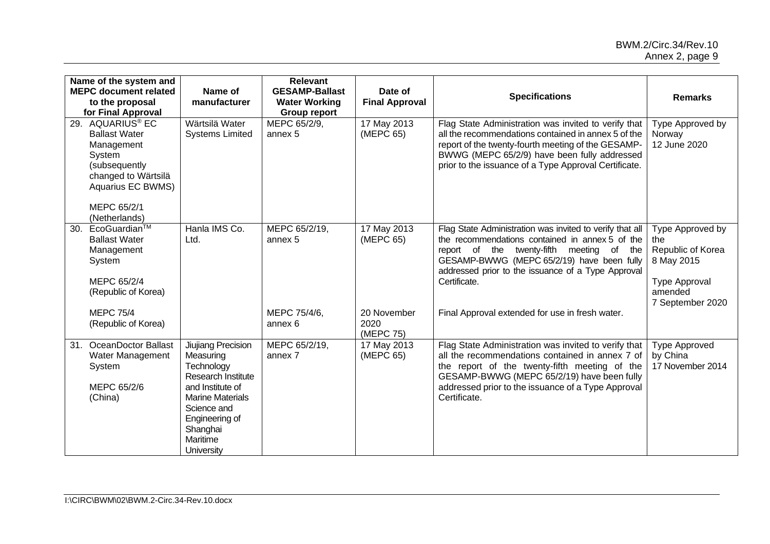| Name of the system and MEPC document related to the proposal for Final Approval | Name of manufacturer | Relevant GESAMP-Ballast Water Working Group report | Date of Final Approval | Specifications | Remarks |
|---|---|---|---|---|---|
| 29. AQUARIUS® EC Ballast Water Management System (subsequently changed to Wärtsilä Aquarius EC BWMS)<br><br>MEPC 65/2/1 (Netherlands) | Wärtsilä Water Systems Limited | MEPC 65/2/9, annex 5 | 17 May 2013 (MEPC 65) | Flag State Administration was invited to verify that all the recommendations contained in annex 5 of the report of the twenty-fourth meeting of the GESAMP-BWWG (MEPC 65/2/9) have been fully addressed prior to the issuance of a Type Approval Certificate. | Type Approved by Norway 12 June 2020 |
| 30. EcoGuardian™ Ballast Water Management System<br><br>MEPC 65/2/4 (Republic of Korea)<br><br>MEPC 75/4 (Republic of Korea) | Hanla IMS Co. Ltd. | MEPC 65/2/19, annex 5<br><br>MEPC 75/4/6, annex 6 | 17 May 2013 (MEPC 65)<br><br>20 November 2020 (MEPC 75) | Flag State Administration was invited to verify that all the recommendations contained in annex 5 of the report of the twenty-fifth meeting of the GESAMP-BWWG (MEPC 65/2/19) have been fully addressed prior to the issuance of a Type Approval Certificate.<br><br>Final Approval extended for use in fresh water. | Type Approved by the Republic of Korea 8 May 2015<br><br>Type Approval amended 7 September 2020 |
| 31. OceanDoctor Ballast Water Management System<br><br>MEPC 65/2/6 (China) | Jiujiang Precision Measuring Technology Research Institute and Institute of Marine Materials Science and Engineering of Shanghai Maritime University | MEPC 65/2/19, annex 7 | 17 May 2013 (MEPC 65) | Flag State Administration was invited to verify that all the recommendations contained in annex 7 of the report of the twenty-fifth meeting of the GESAMP-BWWG (MEPC 65/2/19) have been fully addressed prior to the issuance of a Type Approval Certificate. | Type Approved by China 17 November 2014 |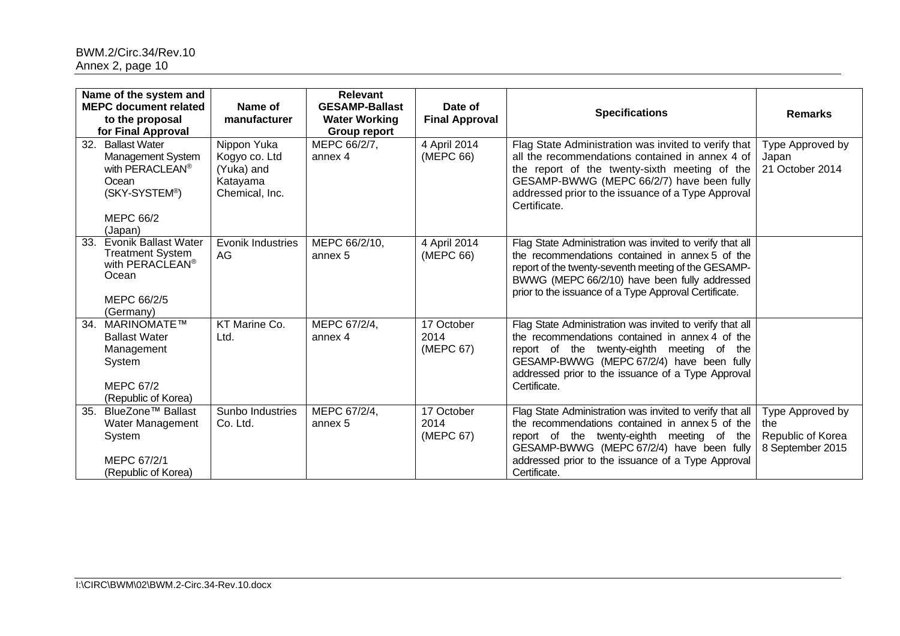| Name of the system and MEPC document related to the proposal for Final Approval | Name of manufacturer | Relevant GESAMP-Ballast Water Working Group report | Date of Final Approval | Specifications | Remarks |
|---|---|---|---|---|---|
| 32. Ballast Water Management System with PERACLEAN® Ocean (SKY-SYSTEM®)<br><br>MEPC 66/2 (Japan) | Nippon Yuka Kogyo co. Ltd (Yuka) and Katayama Chemical, Inc. | MEPC 66/2/7, annex 4 | 4 April 2014 (MEPC 66) | Flag State Administration was invited to verify that all the recommendations contained in annex 4 of the report of the twenty-sixth meeting of the GESAMP-BWWG (MEPC 66/2/7) have been fully addressed prior to the issuance of a Type Approval Certificate. | Type Approved by Japan 21 October 2014 |
| 33. Evonik Ballast Water Treatment System with PERACLEAN® Ocean<br><br>MEPC 66/2/5 (Germany) | Evonik Industries AG | MEPC 66/2/10, annex 5 | 4 April 2014 (MEPC 66) | Flag State Administration was invited to verify that all the recommendations contained in annex 5 of the report of the twenty-seventh meeting of the GESAMP-BWWG (MEPC 66/2/10) have been fully addressed prior to the issuance of a Type Approval Certificate. | |
| 34. MARINOMATE™ Ballast Water Management System<br><br>MEPC 67/2 (Republic of Korea) | KT Marine Co. Ltd. | MEPC 67/2/4, annex 4 | 17 October 2014 (MEPC 67) | Flag State Administration was invited to verify that all the recommendations contained in annex 4 of the report of the twenty-eighth meeting of the GESAMP-BWWG (MEPC 67/2/4) have been fully addressed prior to the issuance of a Type Approval Certificate. | |
| 35. BlueZone™ Ballast Water Management System<br><br>MEPC 67/2/1 (Republic of Korea) | Sunbo Industries Co. Ltd. | MEPC 67/2/4, annex 5 | 17 October 2014 (MEPC 67) | Flag State Administration was invited to verify that all the recommendations contained in annex 5 of the report of the twenty-eighth meeting of the GESAMP-BWWG (MEPC 67/2/4) have been fully addressed prior to the issuance of a Type Approval Certificate. | Type Approved by the Republic of Korea 8 September 2015 |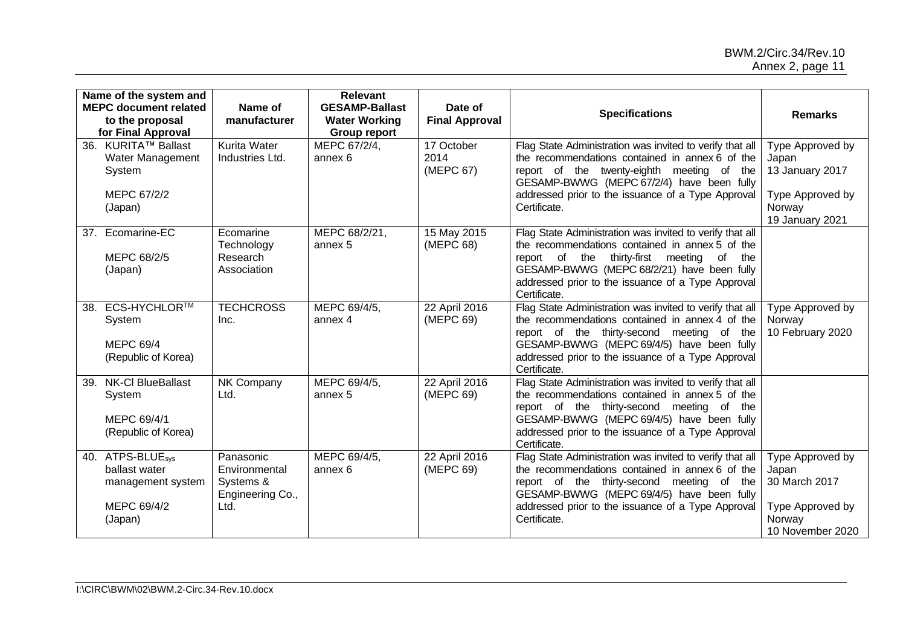| Name of the system and MEPC document related to the proposal for Final Approval | Name of manufacturer | Relevant GESAMP-Ballast Water Working Group report | Date of Final Approval | Specifications | Remarks |
|---|---|---|---|---|---|
| 36. KURITA™ Ballast Water Management System<br><br>MEPC 67/2/2 (Japan) | Kurita Water Industries Ltd. | MEPC 67/2/4, annex 6 | 17 October 2014 (MEPC 67) | Flag State Administration was invited to verify that all the recommendations contained in annex 6 of the report of the twenty-eighth meeting of the GESAMP-BWWG (MEPC 67/2/4) have been fully addressed prior to the issuance of a Type Approval Certificate. | Type Approved by Japan 13 January 2017<br><br>Type Approved by Norway 19 January 2021 |
| 37. Ecomarine-EC<br><br>MEPC 68/2/5 (Japan) | Ecomarine Technology Research Association | MEPC 68/2/21, annex 5 | 15 May 2015 (MEPC 68) | Flag State Administration was invited to verify that all the recommendations contained in annex 5 of the report of the thirty-first meeting of the GESAMP-BWWG (MEPC 68/2/21) have been fully addressed prior to the issuance of a Type Approval Certificate. | |
| 38. ECS-HYCHLOR™ System<br><br>MEPC 69/4 (Republic of Korea) | TECHCROSS Inc. | MEPC 69/4/5, annex 4 | 22 April 2016 (MEPC 69) | Flag State Administration was invited to verify that all the recommendations contained in annex 4 of the report of the thirty-second meeting of the GESAMP-BWWG (MEPC 69/4/5) have been fully addressed prior to the issuance of a Type Approval Certificate. | Type Approved by Norway 10 February 2020 |
| 39. NK-Cl BlueBallast System<br><br>MEPC 69/4/1 (Republic of Korea) | NK Company Ltd. | MEPC 69/4/5, annex 5 | 22 April 2016 (MEPC 69) | Flag State Administration was invited to verify that all the recommendations contained in annex 5 of the report of the thirty-second meeting of the GESAMP-BWWG (MEPC 69/4/5) have been fully addressed prior to the issuance of a Type Approval Certificate. | |
| 40. ATPS-BLUE$_{sys}$ ballast water management system<br><br>MEPC 69/4/2 (Japan) | Panasonic Environmental Systems & Engineering Co., Ltd. | MEPC 69/4/5, annex 6 | 22 April 2016 (MEPC 69) | Flag State Administration was invited to verify that all the recommendations contained in annex 6 of the report of the thirty-second meeting of the GESAMP-BWWG (MEPC 69/4/5) have been fully addressed prior to the issuance of a Type Approval Certificate. | Type Approved by Japan 30 March 2017<br><br>Type Approved by Norway 10 November 2020 |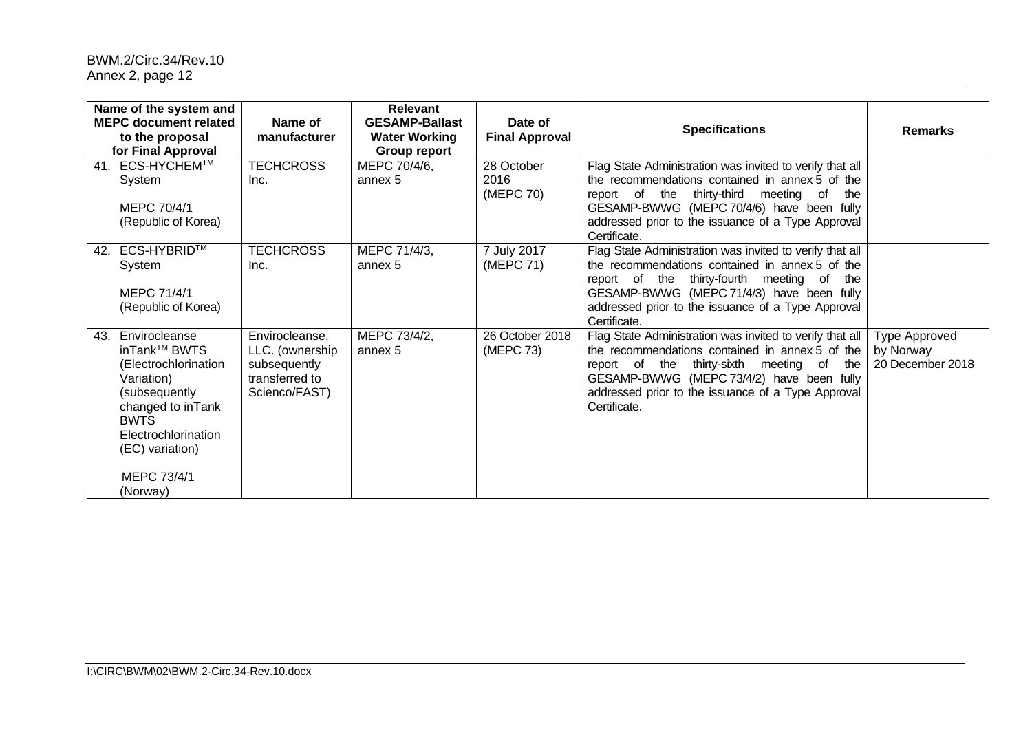| Name of the system and MEPC document related to the proposal for Final Approval | Name of manufacturer | Relevant GESAMP-Ballast Water Working Group report | Date of Final Approval | Specifications | Remarks |
|---|---|---|---|---|---|
| 41. ECS-HYCHEM™ System<br><br>MEPC 70/4/1 (Republic of Korea) | TECHCROSS Inc. | MEPC 70/4/6, annex 5 | 28 October 2016 (MEPC 70) | Flag State Administration was invited to verify that all the recommendations contained in annex 5 of the report of the thirty-third meeting of the GESAMP-BWWG (MEPC 70/4/6) have been fully addressed prior to the issuance of a Type Approval Certificate. | |
| 42. ECS-HYBRID™ System<br><br>MEPC 71/4/1 (Republic of Korea) | TECHCROSS Inc. | MEPC 71/4/3, annex 5 | 7 July 2017 (MEPC 71) | Flag State Administration was invited to verify that all the recommendations contained in annex 5 of the report of the thirty-fourth meeting of the GESAMP-BWWG (MEPC 71/4/3) have been fully addressed prior to the issuance of a Type Approval Certificate. | |
| 43. Envirocleanse inTank™ BWTS (Electrochlorination Variation) (subsequently changed to inTank BWTS Electrochlorination (EC) variation)<br><br>MEPC 73/4/1 (Norway) | Envirocleanse, LLC. (ownership subsequently transferred to Scienco/FAST) | MEPC 73/4/2, annex 5 | 26 October 2018 (MEPC 73) | Flag State Administration was invited to verify that all the recommendations contained in annex 5 of the report of the thirty-sixth meeting of the GESAMP-BWWG (MEPC 73/4/2) have been fully addressed prior to the issuance of a Type Approval Certificate. | Type Approved by Norway 20 December 2018 |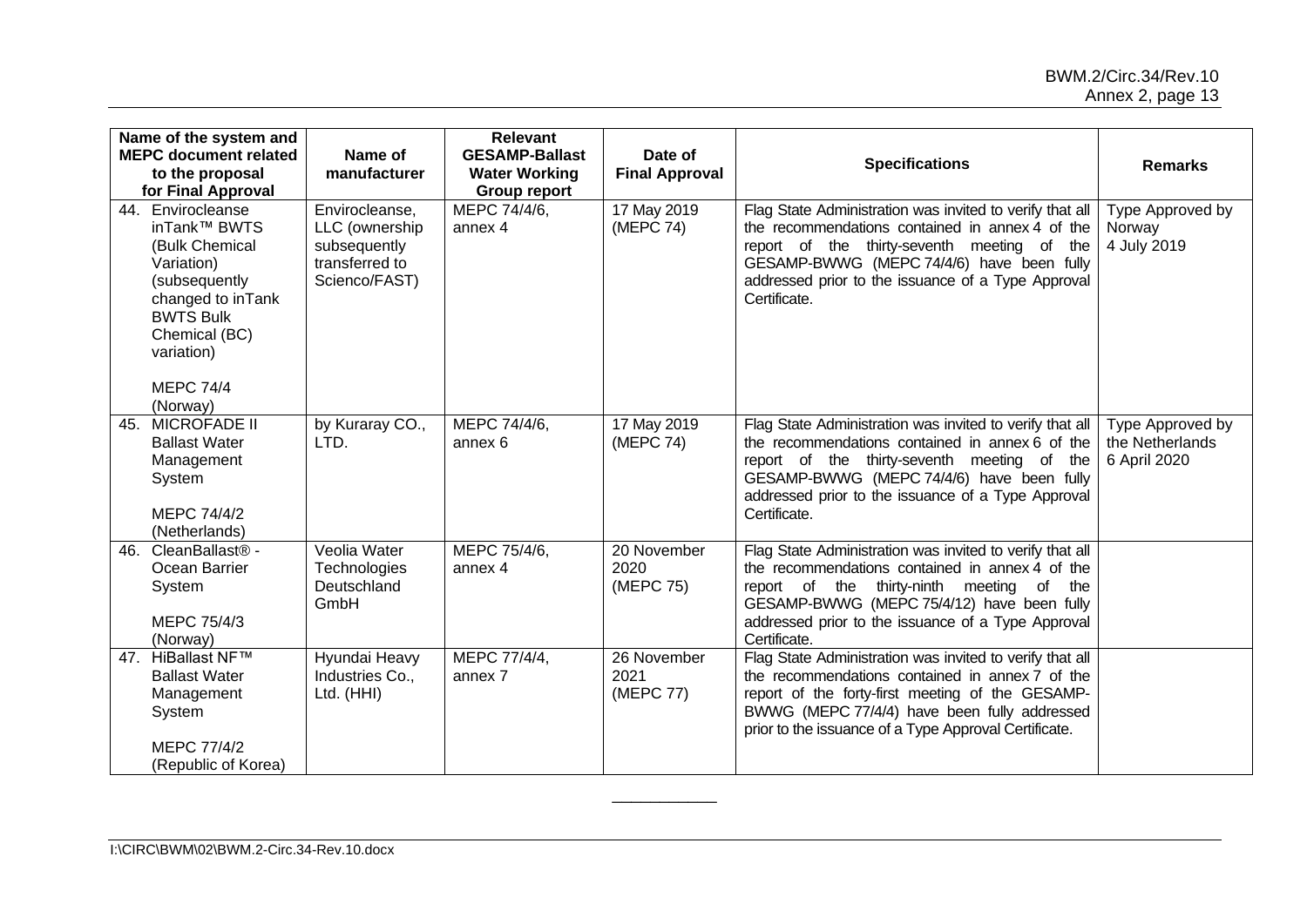| Name of the system and MEPC document related to the proposal for Final Approval | Name of manufacturer | Relevant GESAMP-Ballast Water Working Group report | Date of Final Approval | Specifications | Remarks |
|---|---|---|---|---|---|
| 44. Envirocleanse inTank™ BWTS (Bulk Chemical Variation) (subsequently changed to inTank BWTS Bulk Chemical (BC) variation) MEPC 74/4 (Norway) | Envirocleanse, LLC (ownership subsequently transferred to Scienco/FAST) | MEPC 74/4/6, annex 4 | 17 May 2019 (MEPC 74) | Flag State Administration was invited to verify that all the recommendations contained in annex 4 of the report of the thirty-seventh meeting of the GESAMP-BWWG (MEPC 74/4/6) have been fully addressed prior to the issuance of a Type Approval Certificate. | Type Approved by Norway 4 July 2019 |
| 45. MICROFADE II Ballast Water Management System MEPC 74/4/2 (Netherlands) | by Kuraray CO., LTD. | MEPC 74/4/6, annex 6 | 17 May 2019 (MEPC 74) | Flag State Administration was invited to verify that all the recommendations contained in annex 6 of the report of the thirty-seventh meeting of the GESAMP-BWWG (MEPC 74/4/6) have been fully addressed prior to the issuance of a Type Approval Certificate. | Type Approved by the Netherlands 6 April 2020 |
| 46. CleanBallast® - Ocean Barrier System MEPC 75/4/3 (Norway) | Veolia Water Technologies Deutschland GmbH | MEPC 75/4/6, annex 4 | 20 November 2020 (MEPC 75) | Flag State Administration was invited to verify that all the recommendations contained in annex 4 of the report of the thirty-ninth meeting of the GESAMP-BWWG (MEPC 75/4/12) have been fully addressed prior to the issuance of a Type Approval Certificate. | |
| 47. HiBallast NF™ Ballast Water Management System MEPC 77/4/2 (Republic of Korea) | Hyundai Heavy Industries Co., Ltd. (HHI) | MEPC 77/4/4, annex 7 | 26 November 2021 (MEPC 77) | Flag State Administration was invited to verify that all the recommendations contained in annex 7 of the report of the forty-first meeting of the GESAMP-BWWG (MEPC 77/4/4) have been fully addressed prior to the issuance of a Type Approval Certificate. | |

___________